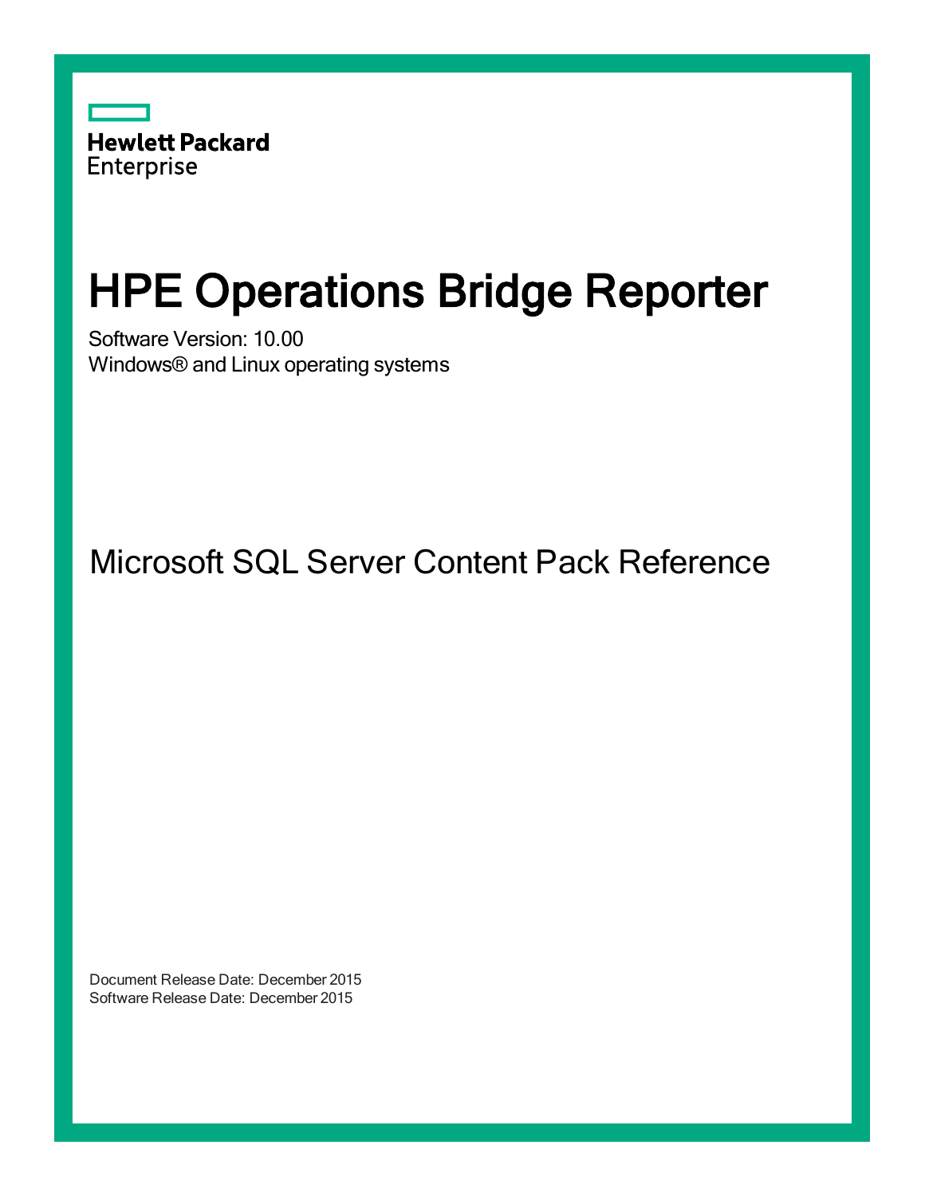Hewlett Packard Enterprise

# HPE Operations Bridge Reporter

Software Version: 10.00

Windows® and Linux operating systems

## Microsoft SQL Server Content Pack Reference

Document Release Date: December 2015

Software Release Date: December 2015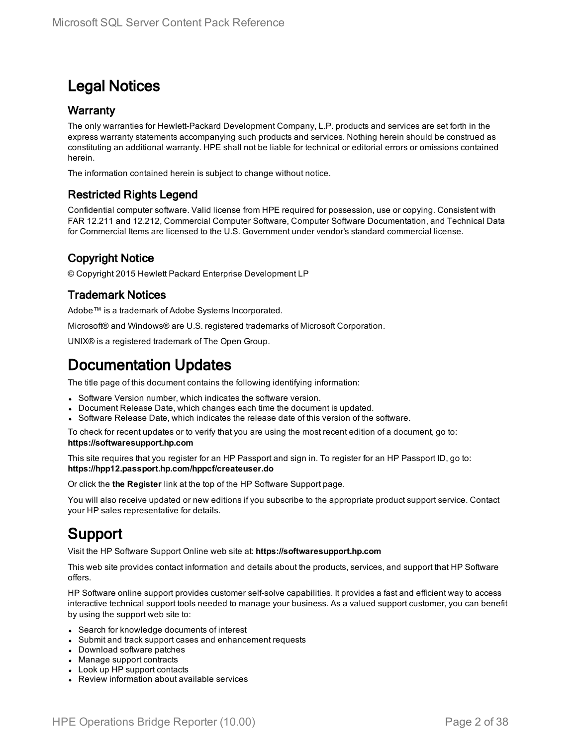# Legal Notices

## Warranty

The only warranties for Hewlett-Packard Development Company, L.P. products and services are set forth in the express warranty statements accompanying such products and services. Nothing herein should be construed as constituting an additional warranty. HPE shall not be liable for technical or editorial errors or omissions contained herein.

The information contained herein is subject to change without notice.

## Restricted Rights Legend

Confidential computer software. Valid license from HPE required for possession, use or copying. Consistent with FAR 12.211 and 12.212, Commercial Computer Software, Computer Software Documentation, and Technical Data for Commercial Items are licensed to the U.S. Government under vendor's standard commercial license.

## Copyright Notice

© Copyright 2015 Hewlett Packard Enterprise Development LP

## Trademark Notices

Adobe™ is a trademark of Adobe Systems Incorporated.

Microsoft® and Windows® are U.S. registered trademarks of Microsoft Corporation.

UNIX® is a registered trademark of The Open Group.

# Documentation Updates

The title page of this document contains the following identifying information:

- Software Version number, which indicates the software version.
- Document Release Date, which changes each time the document is updated.
- Software Release Date, which indicates the release date of this version of the software.

To check for recent updates or to verify that you are using the most recent edition of a document, go to: **https://softwaresupport.hp.com**

This site requires that you register for an HP Passport and sign in. To register for an HP Passport ID, go to: **https://hpp12.passport.hp.com/hppcf/createuser.do**

Or click the **the Register** link at the top of the HP Software Support page.

You will also receive updated or new editions if you subscribe to the appropriate product support service. Contact your HP sales representative for details.

# Support

Visit the HP Software Support Online web site at: **https://softwaresupport.hp.com**

This web site provides contact information and details about the products, services, and support that HP Software offers.

HP Software online support provides customer self-solve capabilities. It provides a fast and efficient way to access interactive technical support tools needed to manage your business. As a valued support customer, you can benefit by using the support web site to:

- Search for knowledge documents of interest
- Submit and track support cases and enhancement requests
- Download software patches
- Manage support contracts
- Look up HP support contacts
- Review information about available services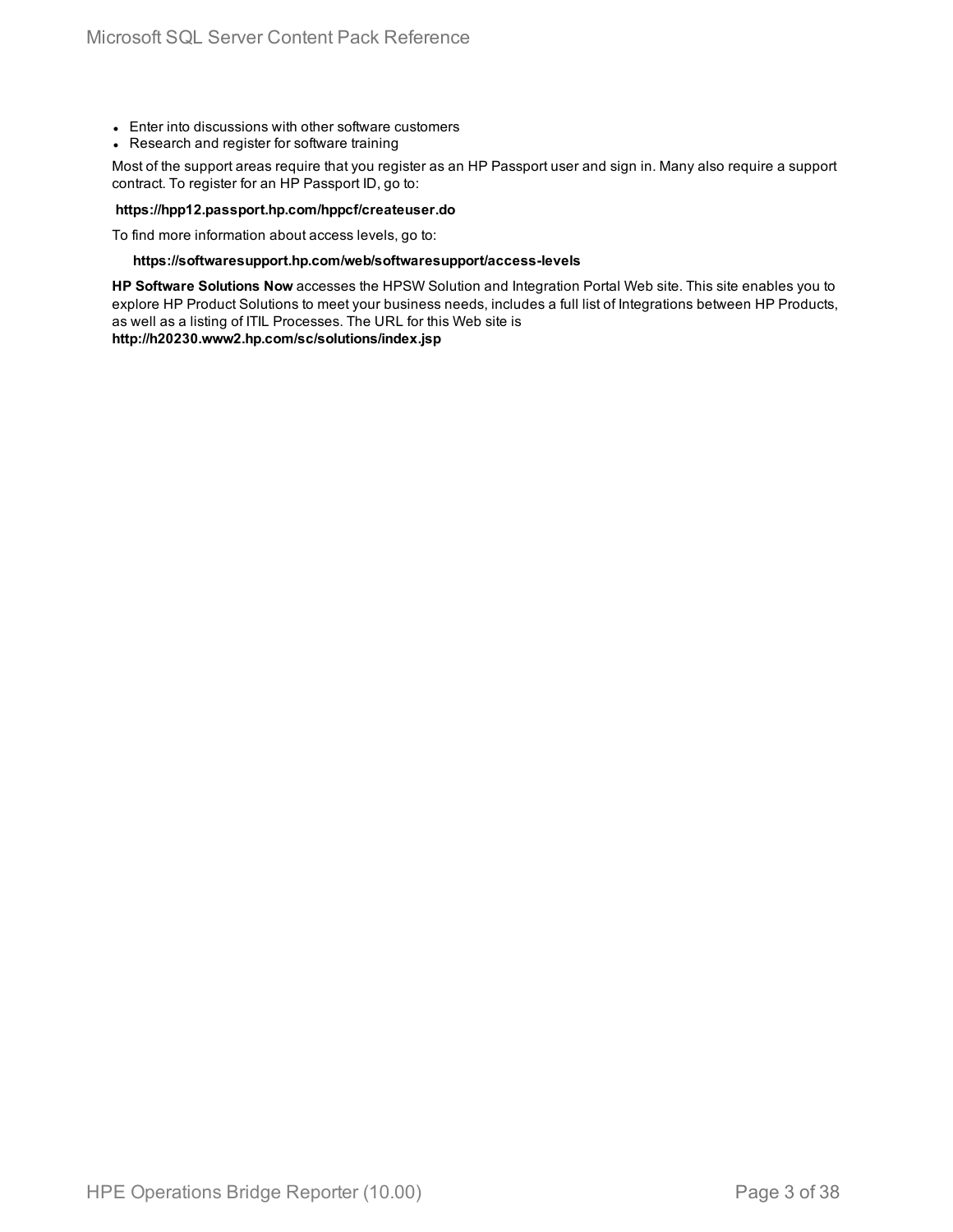- Enter into discussions with other software customers
- Research and register for software training

Most of the support areas require that you register as an HP Passport user and sign in. Many also require a support contract. To register for an HP Passport ID, go to:

**https://hpp12.passport.hp.com/hppcf/createuser.do**

To find more information about access levels, go to:

**https://softwaresupport.hp.com/web/softwaresupport/access-levels**

**HP Software Solutions Now** accesses the HPSW Solution and Integration Portal Web site. This site enables you to explore HP Product Solutions to meet your business needs, includes a full list of Integrations between HP Products, as well as a listing of ITIL Processes. The URL for this Web site is **http://h20230.www2.hp.com/sc/solutions/index.jsp**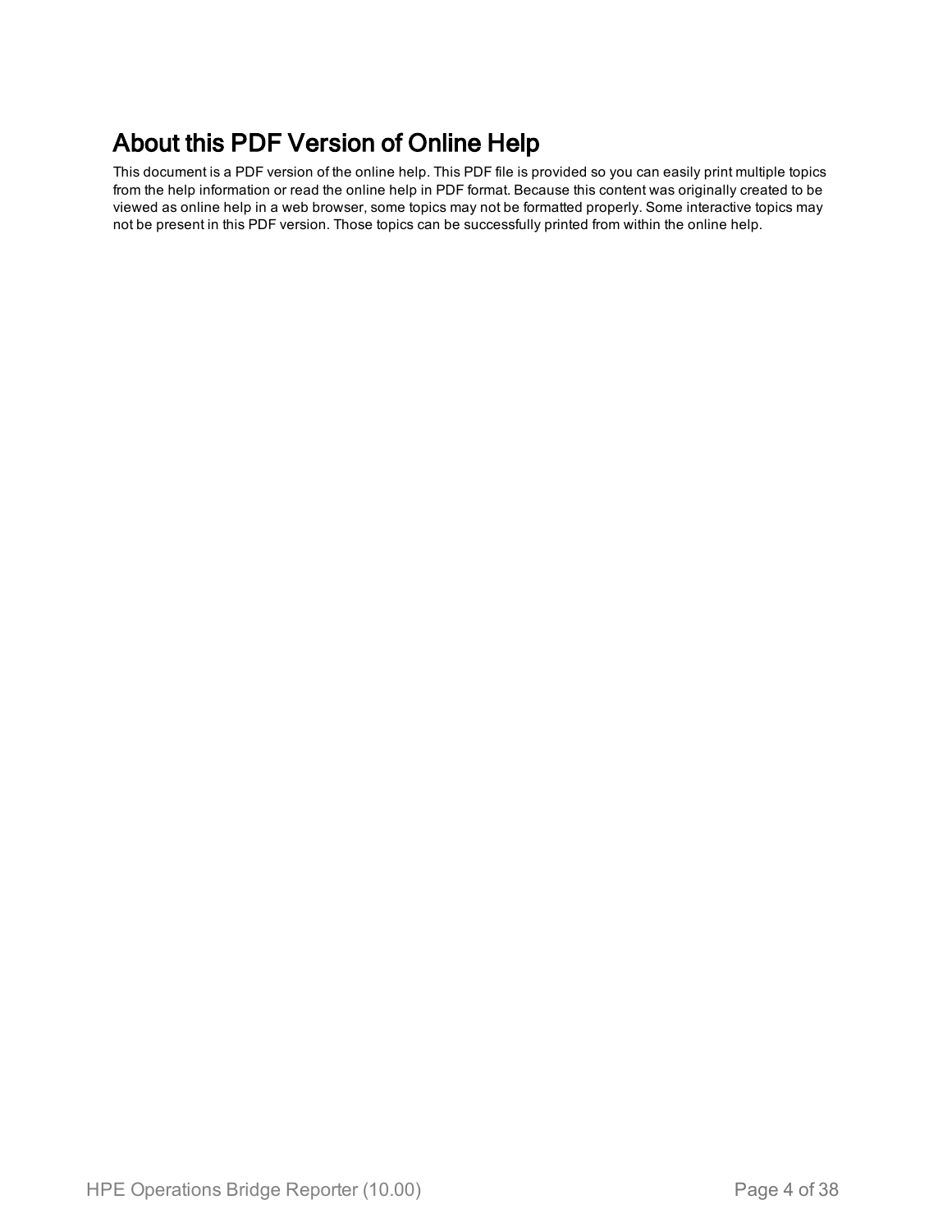# About this PDF Version of Online Help

This document is a PDF version of the online help. This PDF file is provided so you can easily print multiple topics from the help information or read the online help in PDF format. Because this content was originally created to be viewed as online help in a web browser, some topics may not be formatted properly. Some interactive topics may not be present in this PDF version. Those topics can be successfully printed from within the online help.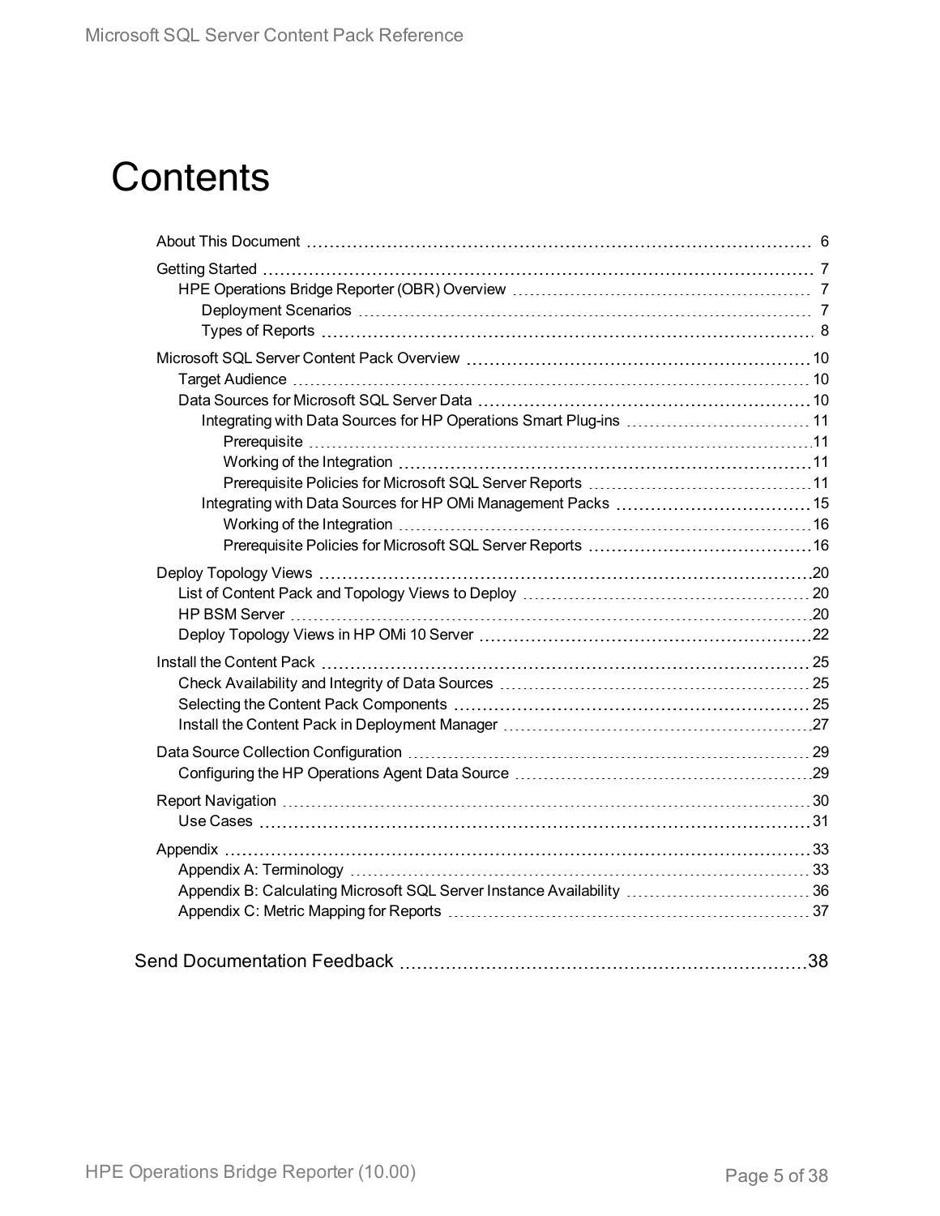# Contents

- About This Document 6
- Getting Started 7
  - HPE Operations Bridge Reporter (OBR) Overview 7
    - Deployment Scenarios 7
    - Types of Reports 8
- Microsoft SQL Server Content Pack Overview 10
  - Target Audience 10
  - Data Sources for Microsoft SQL Server Data 10
    - Integrating with Data Sources for HP Operations Smart Plug-ins 11
      - Prerequisite 11
      - Working of the Integration 11
      - Prerequisite Policies for Microsoft SQL Server Reports 11
    - Integrating with Data Sources for HP OMi Management Packs 15
      - Working of the Integration 16
      - Prerequisite Policies for Microsoft SQL Server Reports 16
- Deploy Topology Views 20
  - List of Content Pack and Topology Views to Deploy 20
  - HP BSM Server 20
  - Deploy Topology Views in HP OMi 10 Server 22
- Install the Content Pack 25
  - Check Availability and Integrity of Data Sources 25
  - Selecting the Content Pack Components 25
  - Install the Content Pack in Deployment Manager 27
- Data Source Collection Configuration 29
  - Configuring the HP Operations Agent Data Source 29
- Report Navigation 30
  - Use Cases 31
- Appendix 33
  - Appendix A: Terminology 33
  - Appendix B: Calculating Microsoft SQL Server Instance Availability 36
  - Appendix C: Metric Mapping for Reports 37

Send Documentation Feedback 38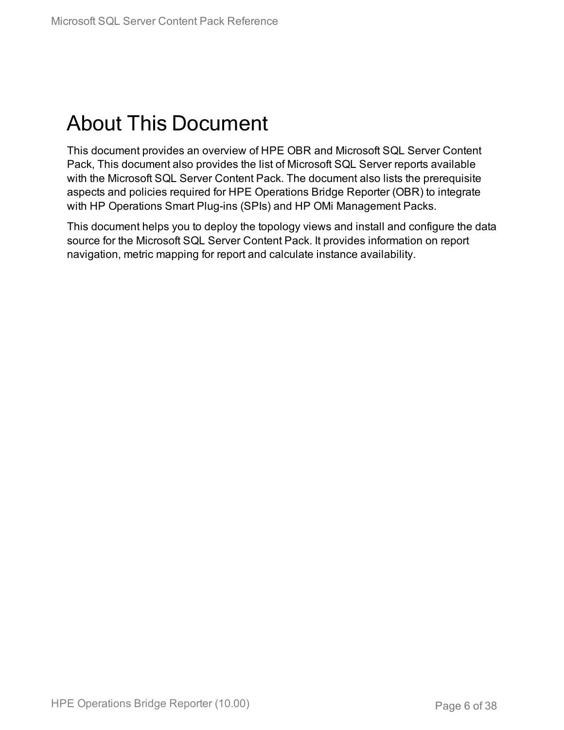# About This Document

This document provides an overview of HPE OBR and Microsoft SQL Server Content Pack, This document also provides the list of Microsoft SQL Server reports available with the Microsoft SQL Server Content Pack. The document also lists the prerequisite aspects and policies required for HPE Operations Bridge Reporter (OBR) to integrate with HP Operations Smart Plug-ins (SPIs) and HP OMi Management Packs.

This document helps you to deploy the topology views and install and configure the data source for the Microsoft SQL Server Content Pack. It provides information on report navigation, metric mapping for report and calculate instance availability.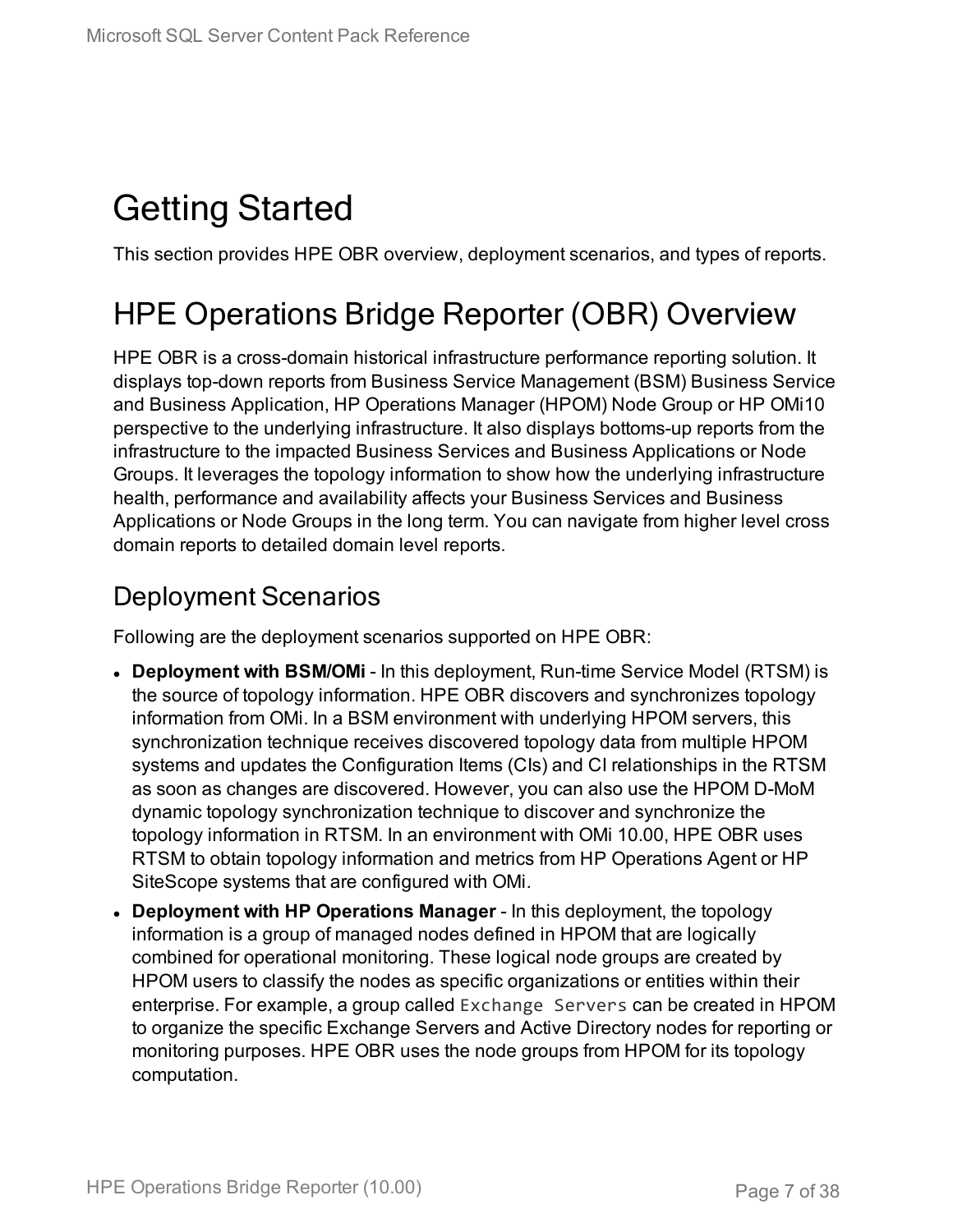# Getting Started

This section provides HPE OBR overview, deployment scenarios, and types of reports.

# HPE Operations Bridge Reporter (OBR) Overview

HPE OBR is a cross-domain historical infrastructure performance reporting solution. It displays top-down reports from Business Service Management (BSM) Business Service and Business Application, HP Operations Manager (HPOM) Node Group or HP OMi10 perspective to the underlying infrastructure. It also displays bottoms-up reports from the infrastructure to the impacted Business Services and Business Applications or Node Groups. It leverages the topology information to show how the underlying infrastructure health, performance and availability affects your Business Services and Business Applications or Node Groups in the long term. You can navigate from higher level cross domain reports to detailed domain level reports.

## Deployment Scenarios

Following are the deployment scenarios supported on HPE OBR:

- **Deployment with BSM/OMi** - In this deployment, Run-time Service Model (RTSM) is the source of topology information. HPE OBR discovers and synchronizes topology information from OMi. In a BSM environment with underlying HPOM servers, this synchronization technique receives discovered topology data from multiple HPOM systems and updates the Configuration Items (CIs) and CI relationships in the RTSM as soon as changes are discovered. However, you can also use the HPOM D-MoM dynamic topology synchronization technique to discover and synchronize the topology information in RTSM. In an environment with OMi 10.00, HPE OBR uses RTSM to obtain topology information and metrics from HP Operations Agent or HP SiteScope systems that are configured with OMi.
- **Deployment with HP Operations Manager** - In this deployment, the topology information is a group of managed nodes defined in HPOM that are logically combined for operational monitoring. These logical node groups are created by HPOM users to classify the nodes as specific organizations or entities within their enterprise. For example, a group called `Exchange Servers` can be created in HPOM to organize the specific Exchange Servers and Active Directory nodes for reporting or monitoring purposes. HPE OBR uses the node groups from HPOM for its topology computation.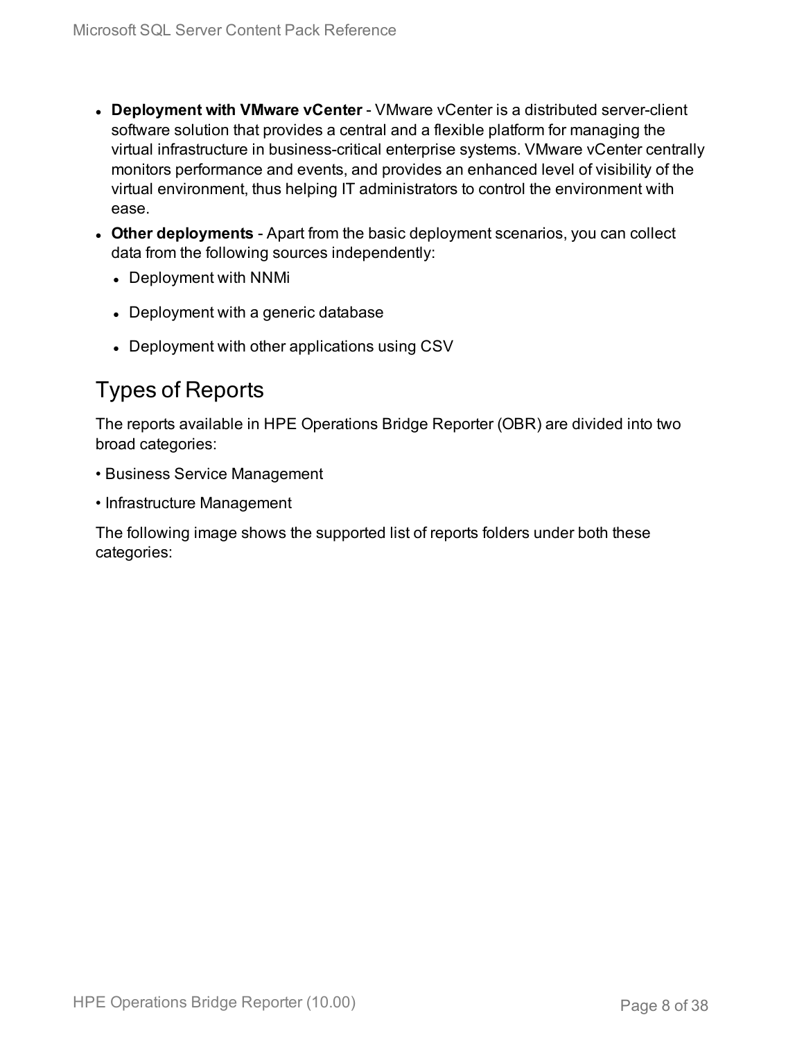- **Deployment with VMware vCenter** - VMware vCenter is a distributed server-client software solution that provides a central and a flexible platform for managing the virtual infrastructure in business-critical enterprise systems. VMware vCenter centrally monitors performance and events, and provides an enhanced level of visibility of the virtual environment, thus helping IT administrators to control the environment with ease.
- **Other deployments** - Apart from the basic deployment scenarios, you can collect data from the following sources independently:
  - Deployment with NNMi
  - Deployment with a generic database
  - Deployment with other applications using CSV

## Types of Reports

The reports available in HPE Operations Bridge Reporter (OBR) are divided into two broad categories:

• Business Service Management

• Infrastructure Management

The following image shows the supported list of reports folders under both these categories: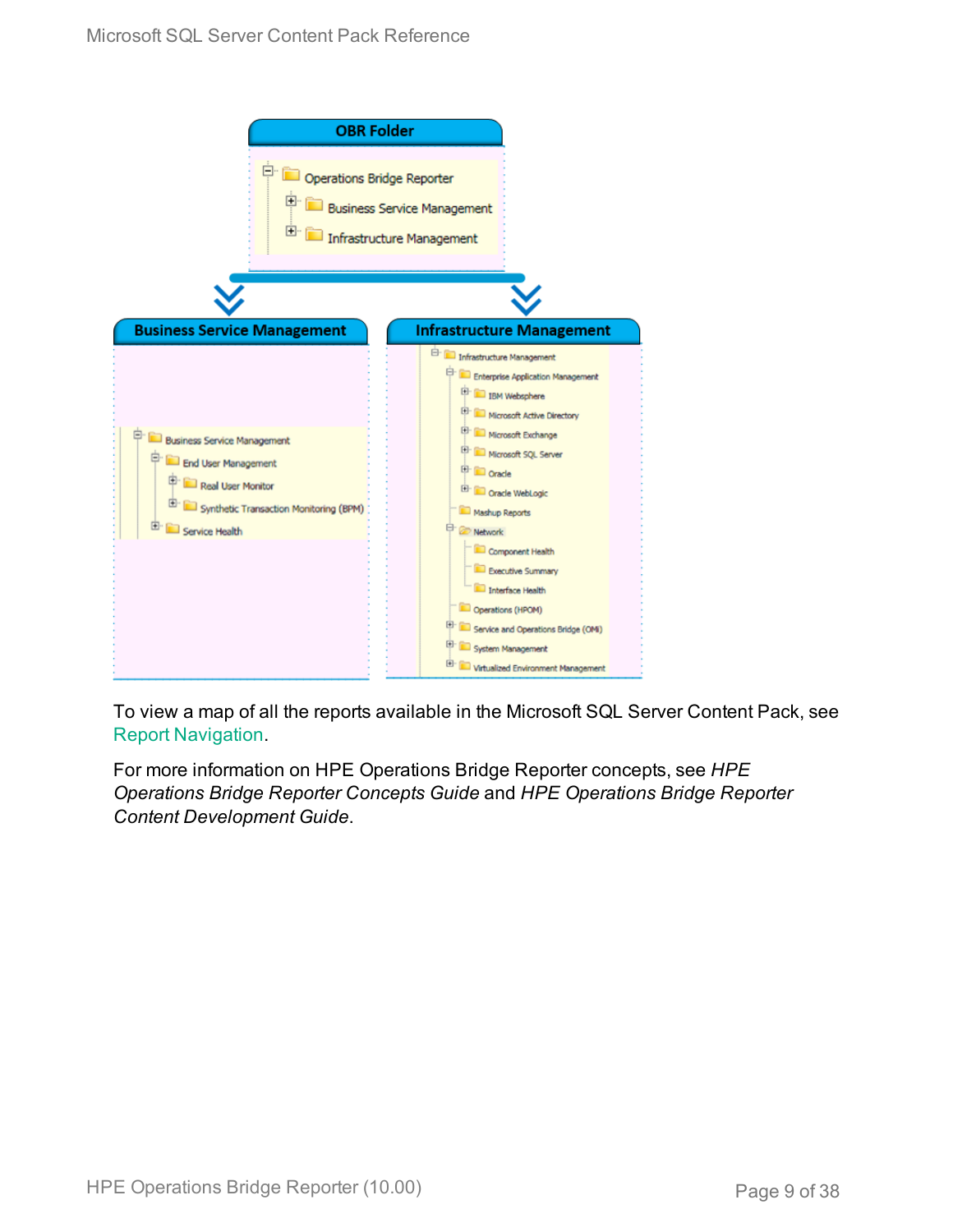**OBR Folder**

- Operations Bridge Reporter
  - Business Service Management
  - Infrastructure Management

**Business Service Management**

- Business Service Management
  - End User Management
    - Real User Monitor
    - Synthetic Transaction Monitoring (BPM)
  - Service Health

**Infrastructure Management**

- Infrastructure Management
  - Enterprise Application Management
    - IBM Websphere
    - Microsoft Active Directory
    - Microsoft Exchange
    - Microsoft SQL Server
    - Oracle
    - Oracle WebLogic
  - Mashup Reports
  - Network
    - Component Health
    - Executive Summary
    - Interface Health
  - Operations (HPOM)
  - Service and Operations Bridge (OMi)
  - System Management
  - Virtualized Environment Management

To view a map of all the reports available in the Microsoft SQL Server Content Pack, see Report Navigation.

For more information on HPE Operations Bridge Reporter concepts, see *HPE Operations Bridge Reporter Concepts Guide* and *HPE Operations Bridge Reporter Content Development Guide*.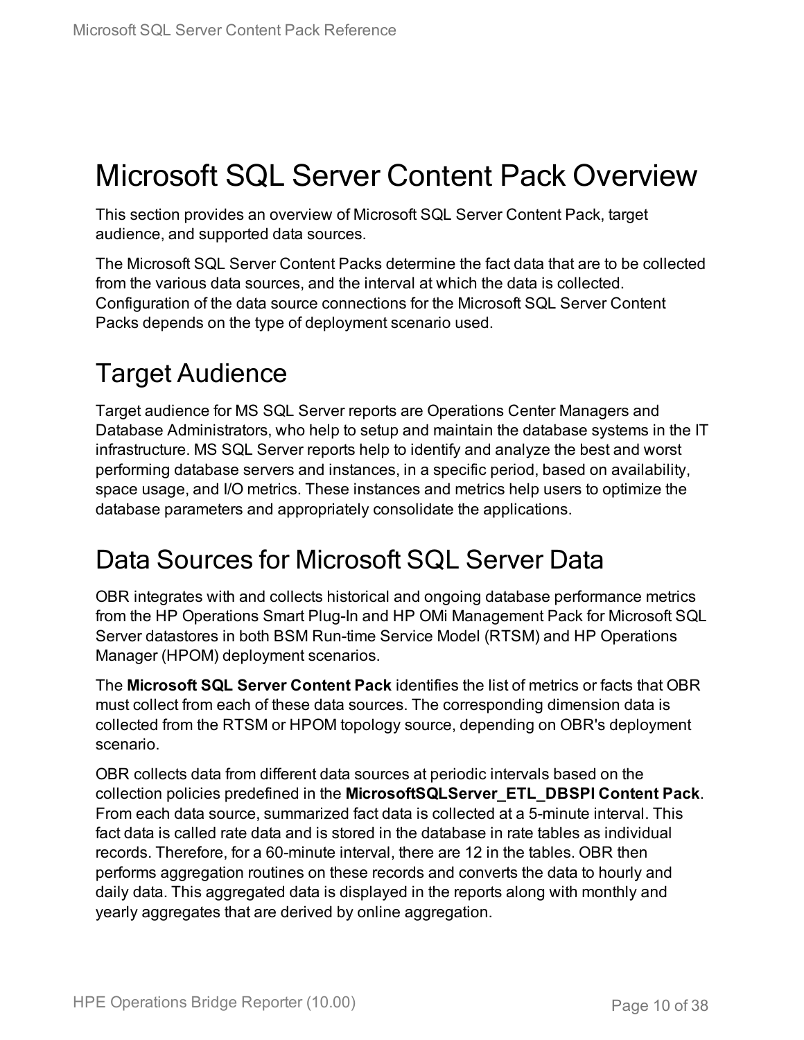# Microsoft SQL Server Content Pack Overview

This section provides an overview of Microsoft SQL Server Content Pack, target audience, and supported data sources.

The Microsoft SQL Server Content Packs determine the fact data that are to be collected from the various data sources, and the interval at which the data is collected. Configuration of the data source connections for the Microsoft SQL Server Content Packs depends on the type of deployment scenario used.

## Target Audience

Target audience for MS SQL Server reports are Operations Center Managers and Database Administrators, who help to setup and maintain the database systems in the IT infrastructure. MS SQL Server reports help to identify and analyze the best and worst performing database servers and instances, in a specific period, based on availability, space usage, and I/O metrics. These instances and metrics help users to optimize the database parameters and appropriately consolidate the applications.

## Data Sources for Microsoft SQL Server Data

OBR integrates with and collects historical and ongoing database performance metrics from the HP Operations Smart Plug-In and HP OMi Management Pack for Microsoft SQL Server datastores in both BSM Run-time Service Model (RTSM) and HP Operations Manager (HPOM) deployment scenarios.

The **Microsoft SQL Server Content Pack** identifies the list of metrics or facts that OBR must collect from each of these data sources. The corresponding dimension data is collected from the RTSM or HPOM topology source, depending on OBR's deployment scenario.

OBR collects data from different data sources at periodic intervals based on the collection policies predefined in the **MicrosoftSQLServer_ETL_DBSPI Content Pack**. From each data source, summarized fact data is collected at a 5-minute interval. This fact data is called rate data and is stored in the database in rate tables as individual records. Therefore, for a 60-minute interval, there are 12 in the tables. OBR then performs aggregation routines on these records and converts the data to hourly and daily data. This aggregated data is displayed in the reports along with monthly and yearly aggregates that are derived by online aggregation.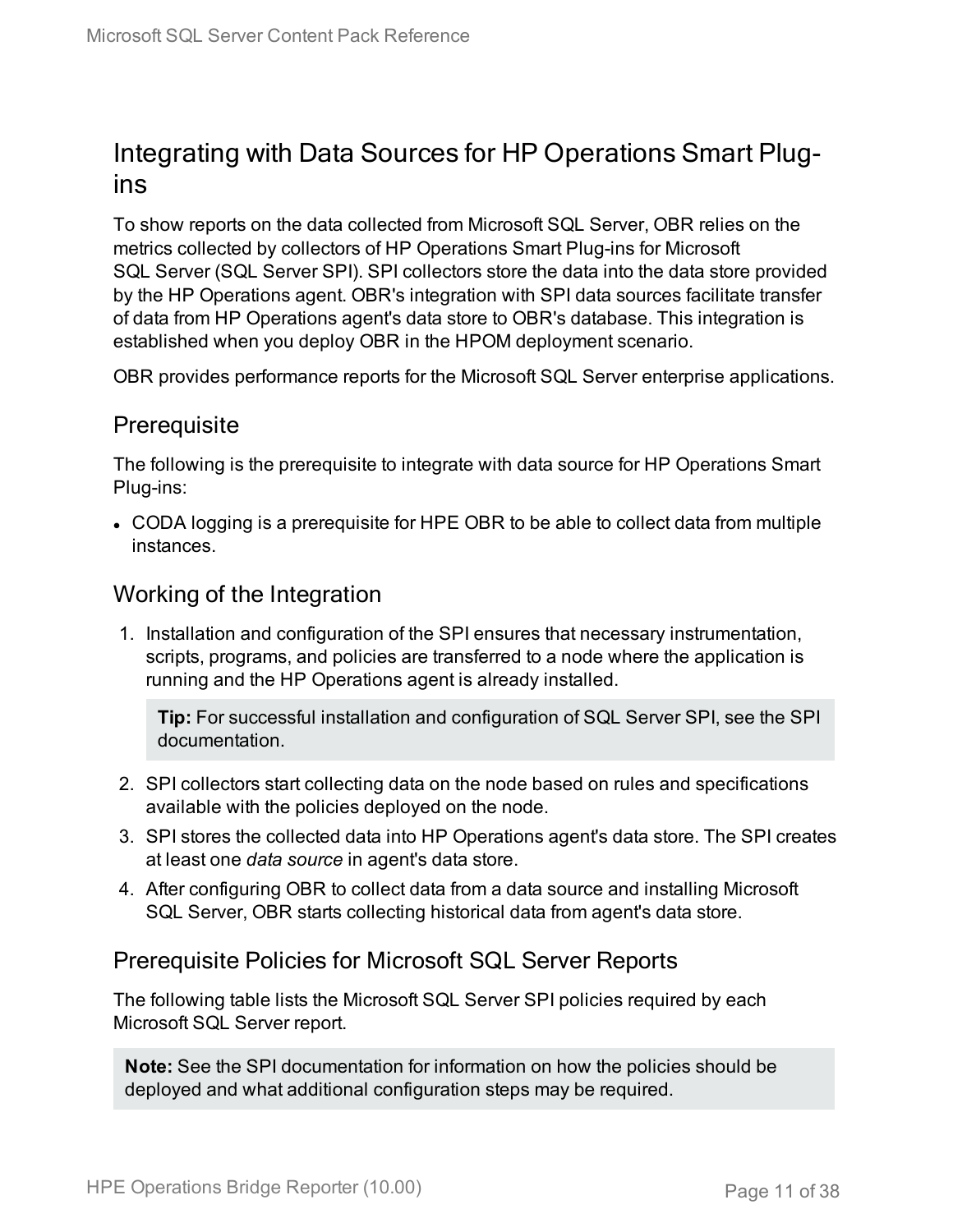# Integrating with Data Sources for HP Operations Smart Plug-ins

To show reports on the data collected from Microsoft SQL Server, OBR relies on the metrics collected by collectors of HP Operations Smart Plug-ins for Microsoft SQL Server (SQL Server SPI). SPI collectors store the data into the data store provided by the HP Operations agent. OBR's integration with SPI data sources facilitate transfer of data from HP Operations agent's data store to OBR's database. This integration is established when you deploy OBR in the HPOM deployment scenario.

OBR provides performance reports for the Microsoft SQL Server enterprise applications.

## Prerequisite

The following is the prerequisite to integrate with data source for HP Operations Smart Plug-ins:

- CODA logging is a prerequisite for HPE OBR to be able to collect data from multiple instances.

## Working of the Integration

1. Installation and configuration of the SPI ensures that necessary instrumentation, scripts, programs, and policies are transferred to a node where the application is running and the HP Operations agent is already installed.

   > **Tip:** For successful installation and configuration of SQL Server SPI, see the SPI documentation.

2. SPI collectors start collecting data on the node based on rules and specifications available with the policies deployed on the node.
3. SPI stores the collected data into HP Operations agent's data store. The SPI creates at least one *data source* in agent's data store.
4. After configuring OBR to collect data from a data source and installing Microsoft SQL Server, OBR starts collecting historical data from agent's data store.

## Prerequisite Policies for Microsoft SQL Server Reports

The following table lists the Microsoft SQL Server SPI policies required by each Microsoft SQL Server report.

> **Note:** See the SPI documentation for information on how the policies should be deployed and what additional configuration steps may be required.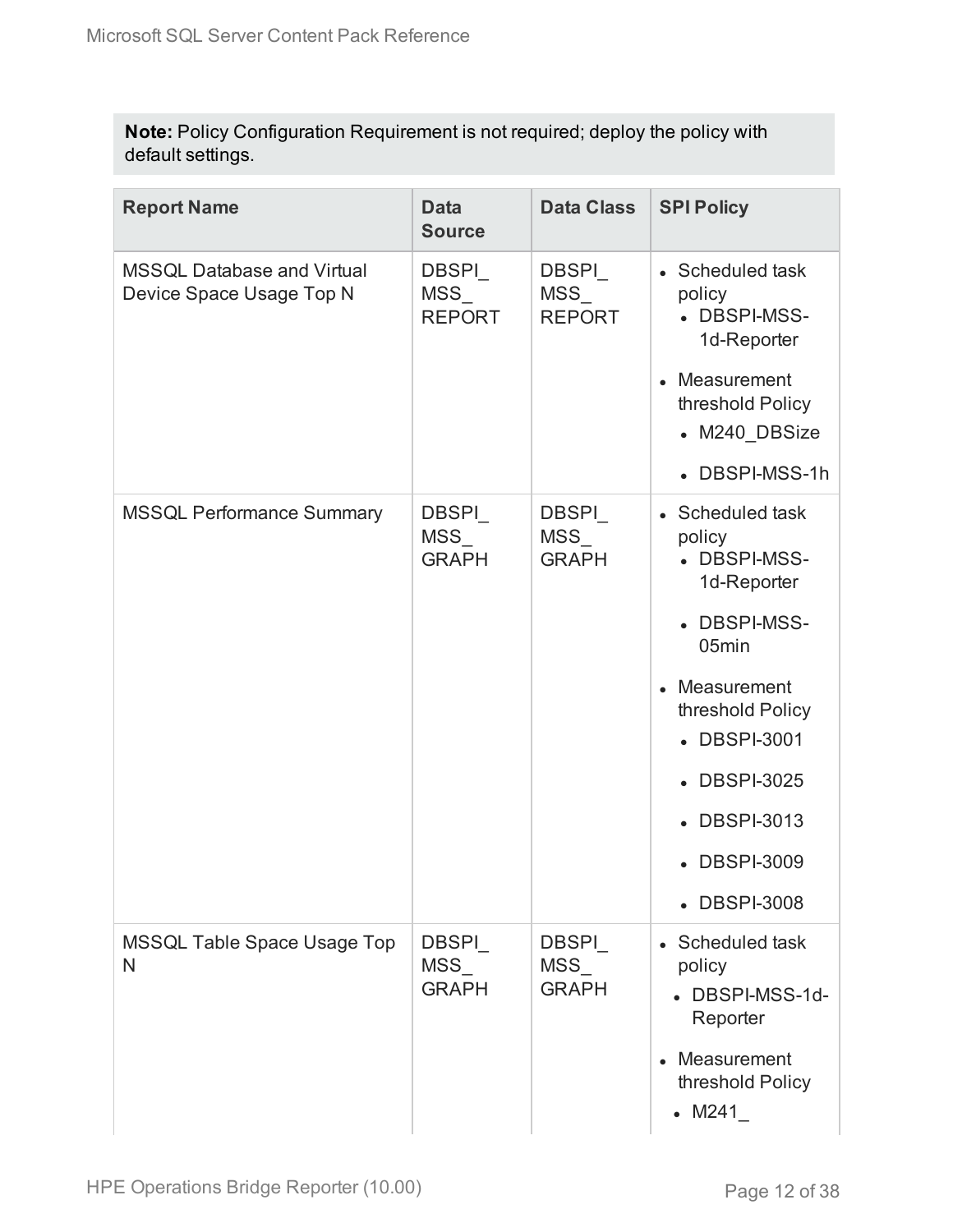**Note:** Policy Configuration Requirement is not required; deploy the policy with default settings.

| Report Name | Data Source | Data Class | SPI Policy |
|---|---|---|---|
| MSSQL Database and Virtual Device Space Usage Top N | DBSPI_MSS_REPORT | DBSPI_MSS_REPORT | • Scheduled task policy<br>  • DBSPI-MSS-1d-Reporter<br>• Measurement threshold Policy<br>  • M240_DBSize<br>  • DBSPI-MSS-1h |
| MSSQL Performance Summary | DBSPI_MSS_GRAPH | DBSPI_MSS_GRAPH | • Scheduled task policy<br>  • DBSPI-MSS-1d-Reporter<br>  • DBSPI-MSS-05min<br>• Measurement threshold Policy<br>  • DBSPI-3001<br>  • DBSPI-3025<br>  • DBSPI-3013<br>  • DBSPI-3009<br>  • DBSPI-3008 |
| MSSQL Table Space Usage Top N | DBSPI_MSS_GRAPH | DBSPI_MSS_GRAPH | • Scheduled task policy<br>  • DBSPI-MSS-1d-Reporter<br>• Measurement threshold Policy<br>  • M241_ |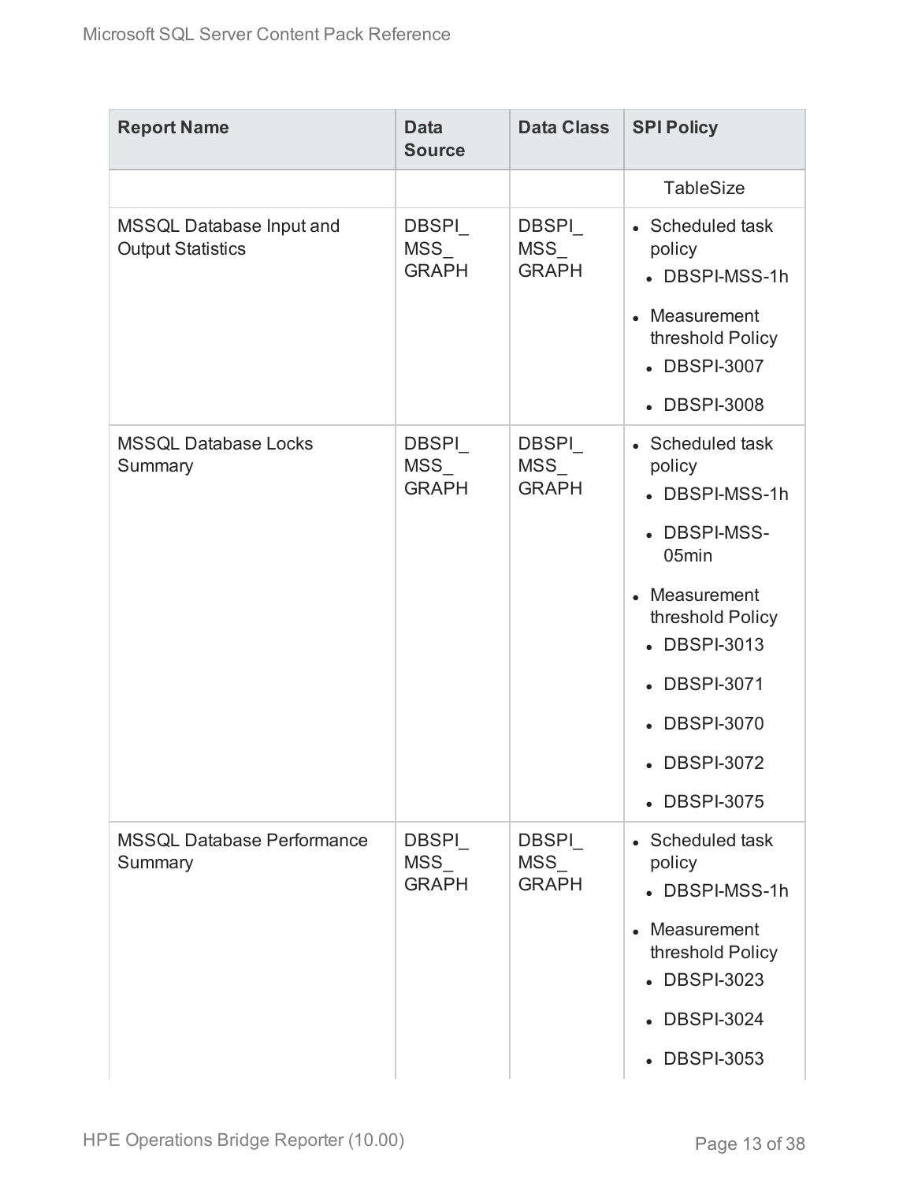| Report Name | Data Source | Data Class | SPI Policy |
|---|---|---|---|
| | | | TableSize |
| MSSQL Database Input and Output Statistics | DBSPI_MSS_GRAPH | DBSPI_MSS_GRAPH | • Scheduled task policy<br>  • DBSPI-MSS-1h<br>• Measurement threshold Policy<br>  • DBSPI-3007<br>  • DBSPI-3008 |
| MSSQL Database Locks Summary | DBSPI_MSS_GRAPH | DBSPI_MSS_GRAPH | • Scheduled task policy<br>  • DBSPI-MSS-1h<br>  • DBSPI-MSS-05min<br>• Measurement threshold Policy<br>  • DBSPI-3013<br>  • DBSPI-3071<br>  • DBSPI-3070<br>  • DBSPI-3072<br>  • DBSPI-3075 |
| MSSQL Database Performance Summary | DBSPI_MSS_GRAPH | DBSPI_MSS_GRAPH | • Scheduled task policy<br>  • DBSPI-MSS-1h<br>• Measurement threshold Policy<br>  • DBSPI-3023<br>  • DBSPI-3024<br>  • DBSPI-3053 |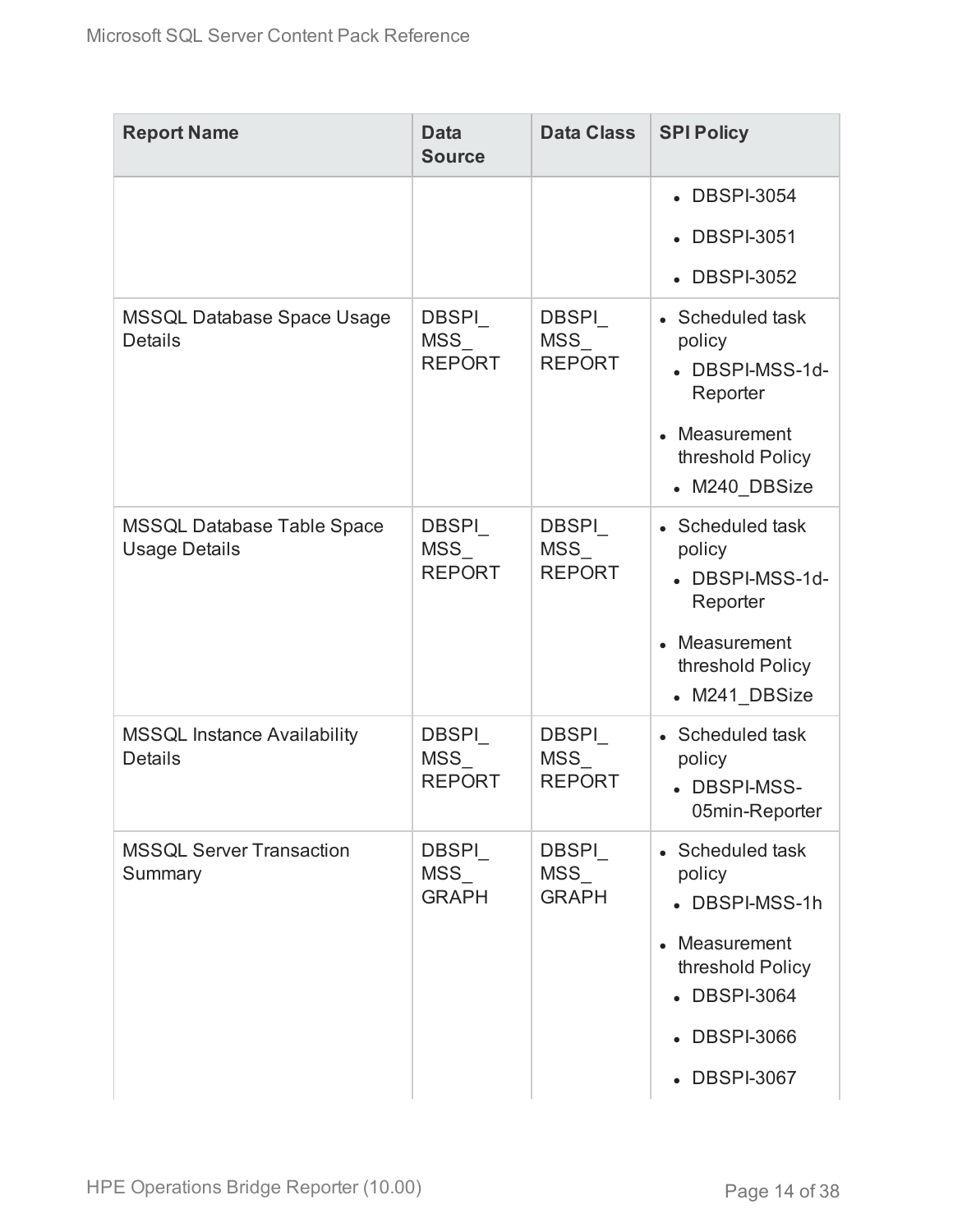| Report Name | Data Source | Data Class | SPI Policy |
| --- | --- | --- | --- |
| | | | <ul><li>DBSPI-3054</li><li>DBSPI-3051</li><li>DBSPI-3052</li></ul> |
| MSSQL Database Space Usage Details | DBSPI_MSS_REPORT | DBSPI_MSS_REPORT | <ul><li>Scheduled task policy<ul><li>DBSPI-MSS-1d-Reporter</li></ul></li><li>Measurement threshold Policy<ul><li>M240_DBSize</li></ul></li></ul> |
| MSSQL Database Table Space Usage Details | DBSPI_MSS_REPORT | DBSPI_MSS_REPORT | <ul><li>Scheduled task policy<ul><li>DBSPI-MSS-1d-Reporter</li></ul></li><li>Measurement threshold Policy<ul><li>M241_DBSize</li></ul></li></ul> |
| MSSQL Instance Availability Details | DBSPI_MSS_REPORT | DBSPI_MSS_REPORT | <ul><li>Scheduled task policy<ul><li>DBSPI-MSS-05min-Reporter</li></ul></li></ul> |
| MSSQL Server Transaction Summary | DBSPI_MSS_GRAPH | DBSPI_MSS_GRAPH | <ul><li>Scheduled task policy<ul><li>DBSPI-MSS-1h</li></ul></li><li>Measurement threshold Policy<ul><li>DBSPI-3064</li><li>DBSPI-3066</li><li>DBSPI-3067</li></ul></li></ul> |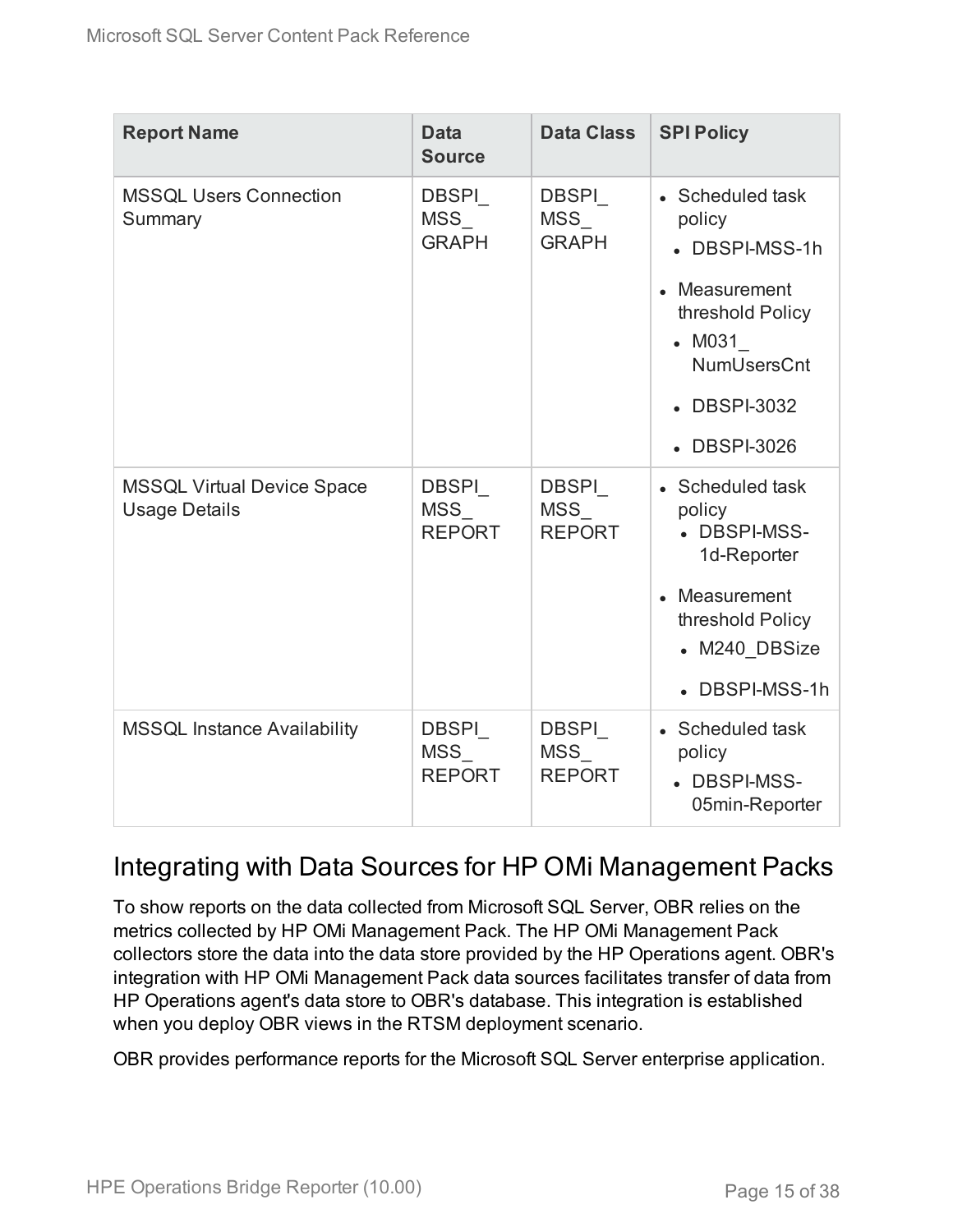| Report Name | Data Source | Data Class | SPI Policy |
|---|---|---|---|
| MSSQL Users Connection Summary | DBSPI_MSS_GRAPH | DBSPI_MSS_GRAPH | • Scheduled task policy<br>• DBSPI-MSS-1h<br>• Measurement threshold Policy<br>• M031_NumUsersCnt<br>• DBSPI-3032<br>• DBSPI-3026 |
| MSSQL Virtual Device Space Usage Details | DBSPI_MSS_REPORT | DBSPI_MSS_REPORT | • Scheduled task policy<br>• DBSPI-MSS-1d-Reporter<br>• Measurement threshold Policy<br>• M240_DBSize<br>• DBSPI-MSS-1h |
| MSSQL Instance Availability | DBSPI_MSS_REPORT | DBSPI_MSS_REPORT | • Scheduled task policy<br>• DBSPI-MSS-05min-Reporter |

## Integrating with Data Sources for HP OMi Management Packs

To show reports on the data collected from Microsoft SQL Server, OBR relies on the metrics collected by HP OMi Management Pack. The HP OMi Management Pack collectors store the data into the data store provided by the HP Operations agent. OBR's integration with HP OMi Management Pack data sources facilitates transfer of data from HP Operations agent's data store to OBR's database. This integration is established when you deploy OBR views in the RTSM deployment scenario.

OBR provides performance reports for the Microsoft SQL Server enterprise application.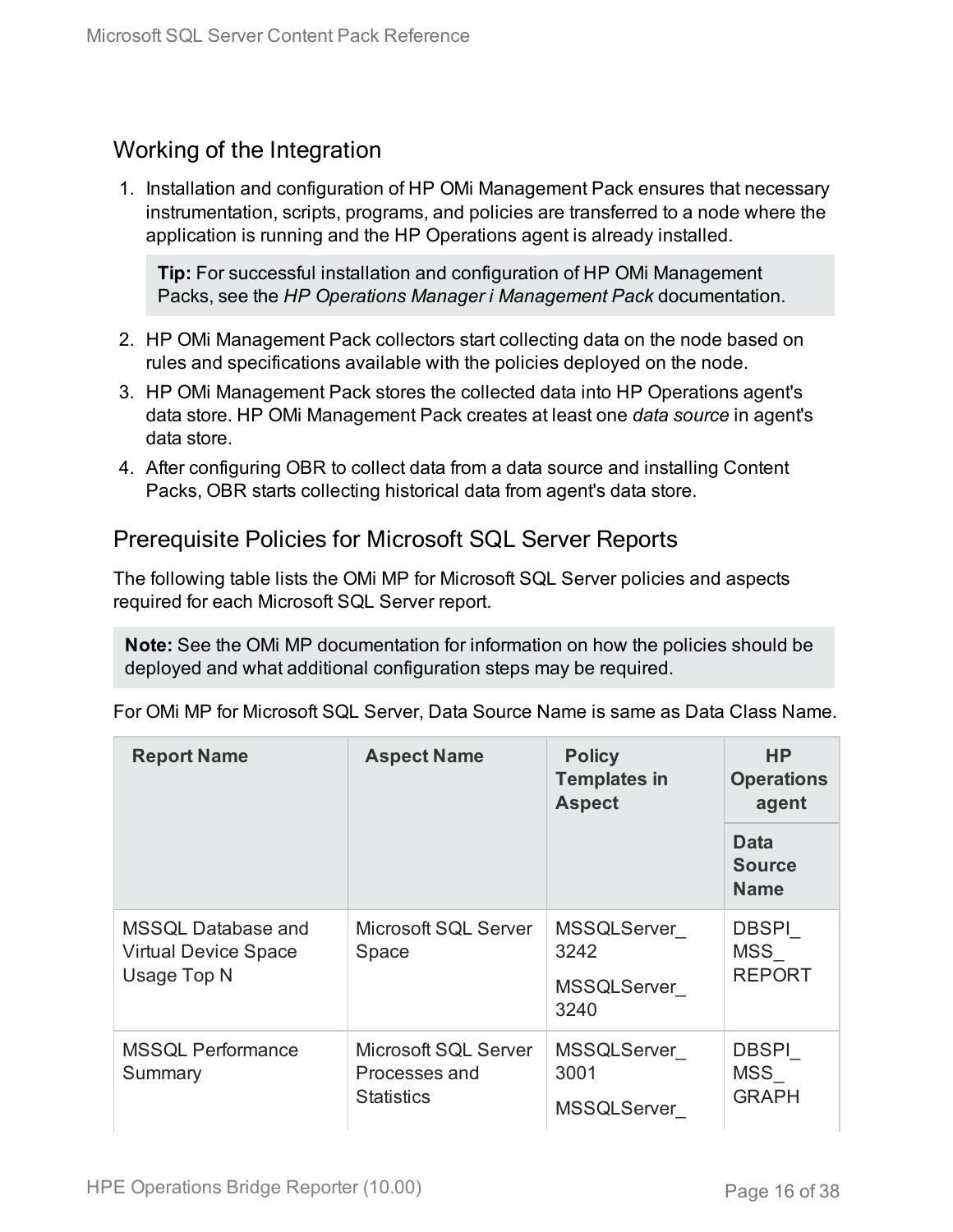## Working of the Integration

1. Installation and configuration of HP OMi Management Pack ensures that necessary instrumentation, scripts, programs, and policies are transferred to a node where the application is running and the HP Operations agent is already installed.

   **Tip:** For successful installation and configuration of HP OMi Management Packs, see the *HP Operations Manager i Management Pack* documentation.

2. HP OMi Management Pack collectors start collecting data on the node based on rules and specifications available with the policies deployed on the node.
3. HP OMi Management Pack stores the collected data into HP Operations agent's data store. HP OMi Management Pack creates at least one *data source* in agent's data store.
4. After configuring OBR to collect data from a data source and installing Content Packs, OBR starts collecting historical data from agent's data store.

## Prerequisite Policies for Microsoft SQL Server Reports

The following table lists the OMi MP for Microsoft SQL Server policies and aspects required for each Microsoft SQL Server report.

**Note:** See the OMi MP documentation for information on how the policies should be deployed and what additional configuration steps may be required.

For OMi MP for Microsoft SQL Server, Data Source Name is same as Data Class Name.

| Report Name | Aspect Name | Policy Templates in Aspect | HP Operations agent |
|---|---|---|---|
| | | | Data Source Name |
| MSSQL Database and Virtual Device Space Usage Top N | Microsoft SQL Server Space | MSSQLServer_3242<br>MSSQLServer_3240 | DBSPI_MSS_REPORT |
| MSSQL Performance Summary | Microsoft SQL Server Processes and Statistics | MSSQLServer_3001<br>MSSQLServer_ | DBSPI_MSS_GRAPH |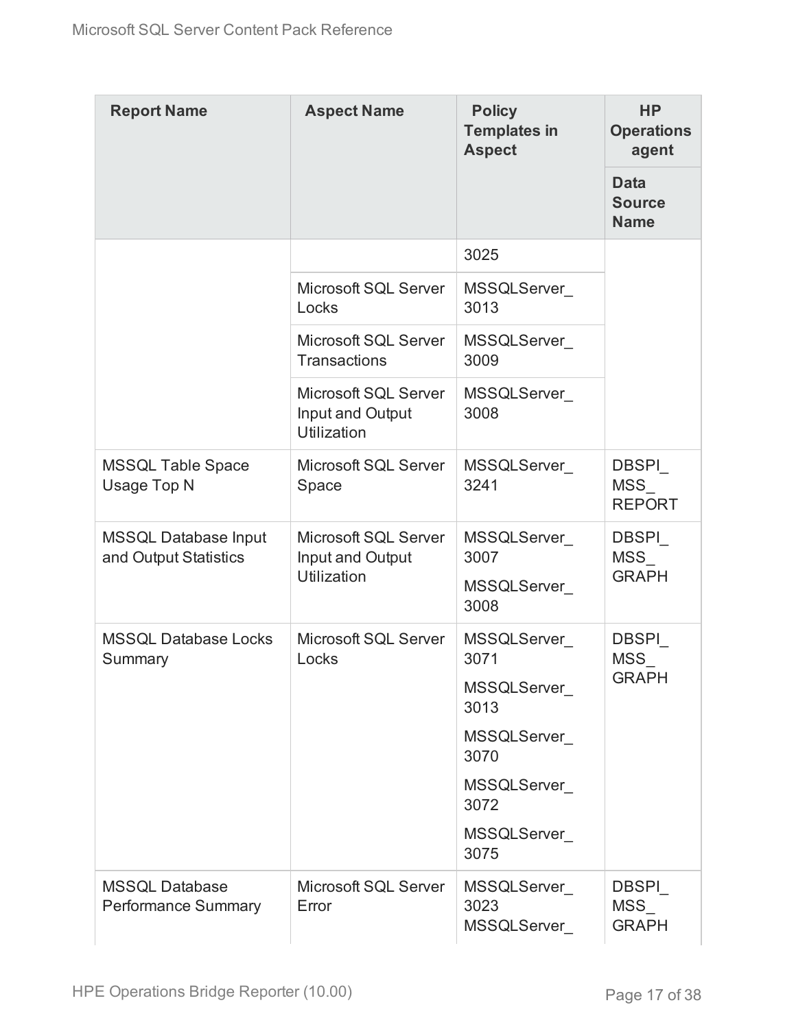| Report Name | Aspect Name | Policy Templates in Aspect | HP Operations agent |
|---|---|---|---|
| | | | Data Source Name |
| | | 3025 | |
| | Microsoft SQL Server Locks | MSSQLServer_3013 | |
| | Microsoft SQL Server Transactions | MSSQLServer_3009 | |
| | Microsoft SQL Server Input and Output Utilization | MSSQLServer_3008 | |
| MSSQL Table Space Usage Top N | Microsoft SQL Server Space | MSSQLServer_3241 | DBSPI_MSS_REPORT |
| MSSQL Database Input and Output Statistics | Microsoft SQL Server Input and Output Utilization | MSSQLServer_3007<br>MSSQLServer_3008 | DBSPI_MSS_GRAPH |
| MSSQL Database Locks Summary | Microsoft SQL Server Locks | MSSQLServer_3071<br>MSSQLServer_3013<br>MSSQLServer_3070<br>MSSQLServer_3072<br>MSSQLServer_3075 | DBSPI_MSS_GRAPH |
| MSSQL Database Performance Summary | Microsoft SQL Server Error | MSSQLServer_3023<br>MSSQLServer_ | DBSPI_MSS_GRAPH |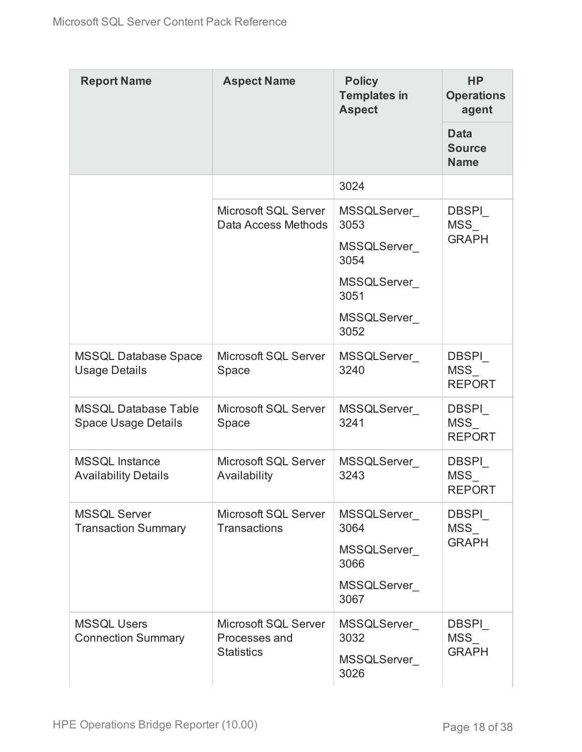| Report Name | Aspect Name | Policy Templates in Aspect | HP Operations agent |
|---|---|---|---|
| | | | Data Source Name |
| | | 3024 | |
| | Microsoft SQL Server Data Access Methods | MSSQLServer_3053<br>MSSQLServer_3054<br>MSSQLServer_3051<br>MSSQLServer_3052 | DBSPI_MSS_GRAPH |
| MSSQL Database Space Usage Details | Microsoft SQL Server Space | MSSQLServer_3240 | DBSPI_MSS_REPORT |
| MSSQL Database Table Space Usage Details | Microsoft SQL Server Space | MSSQLServer_3241 | DBSPI_MSS_REPORT |
| MSSQL Instance Availability Details | Microsoft SQL Server Availability | MSSQLServer_3243 | DBSPI_MSS_REPORT |
| MSSQL Server Transaction Summary | Microsoft SQL Server Transactions | MSSQLServer_3064<br>MSSQLServer_3066<br>MSSQLServer_3067 | DBSPI_MSS_GRAPH |
| MSSQL Users Connection Summary | Microsoft SQL Server Processes and Statistics | MSSQLServer_3032<br>MSSQLServer_3026 | DBSPI_MSS_GRAPH |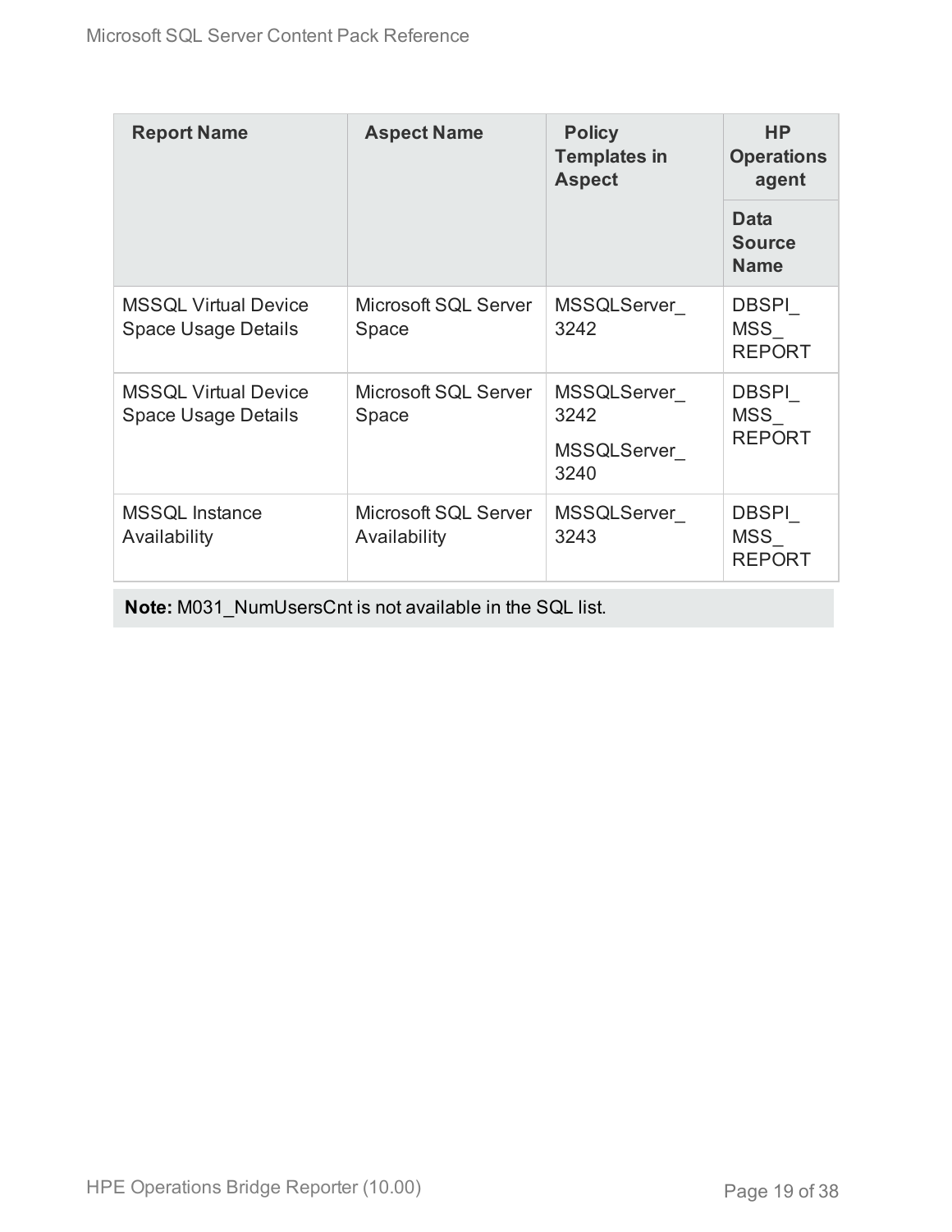| Report Name | Aspect Name | Policy Templates in Aspect | HP Operations agent |
|---|---|---|---|
| | | | Data Source Name |
| MSSQL Virtual Device Space Usage Details | Microsoft SQL Server Space | MSSQLServer_3242 | DBSPI_MSS_REPORT |
| MSSQL Virtual Device Space Usage Details | Microsoft SQL Server Space | MSSQLServer_3242<br>MSSQLServer_3240 | DBSPI_MSS_REPORT |
| MSSQL Instance Availability | Microsoft SQL Server Availability | MSSQLServer_3243 | DBSPI_MSS_REPORT |

**Note:** M031_NumUsersCnt is not available in the SQL list.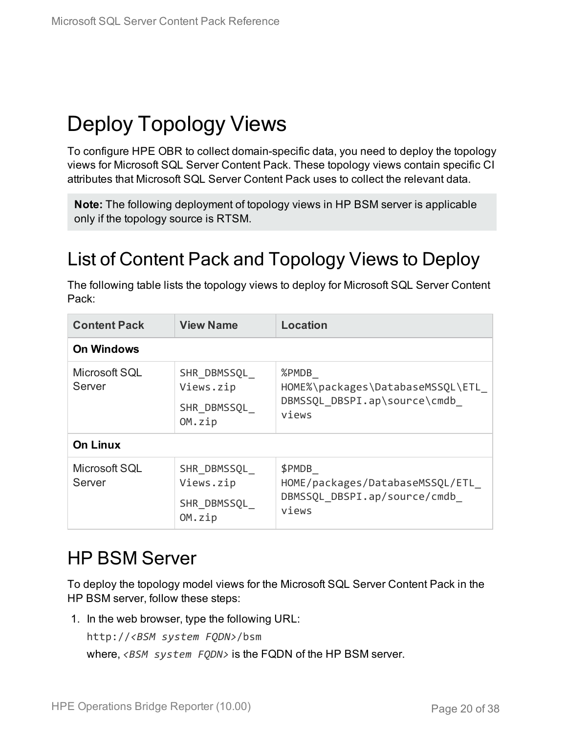# Deploy Topology Views

To configure HPE OBR to collect domain-specific data, you need to deploy the topology views for Microsoft SQL Server Content Pack. These topology views contain specific CI attributes that Microsoft SQL Server Content Pack uses to collect the relevant data.

> **Note:** The following deployment of topology views in HP BSM server is applicable only if the topology source is RTSM.

## List of Content Pack and Topology Views to Deploy

The following table lists the topology views to deploy for Microsoft SQL Server Content Pack:

| Content Pack | View Name | Location |
| --- | --- | --- |
| **On Windows** | | |
| Microsoft SQL Server | `SHR_DBMSSQL_Views.zip`<br>`SHR_DBMSSQL_OM.zip` | `%PMDB_HOME%\packages\DatabaseMSSQL\ETL_DBMSSQL_DBSPI.ap\source\cmdb_views` |
| **On Linux** | | |
| Microsoft SQL Server | `SHR_DBMSSQL_Views.zip`<br>`SHR_DBMSSQL_OM.zip` | `$PMDB_HOME/packages/DatabaseMSSQL/ETL_DBMSSQL_DBSPI.ap/source/cmdb_views` |

## HP BSM Server

To deploy the topology model views for the Microsoft SQL Server Content Pack in the HP BSM server, follow these steps:

1. In the web browser, type the following URL:

   `http://<BSM system FQDN>/bsm`

   where, *`<BSM system FQDN>`* is the FQDN of the HP BSM server.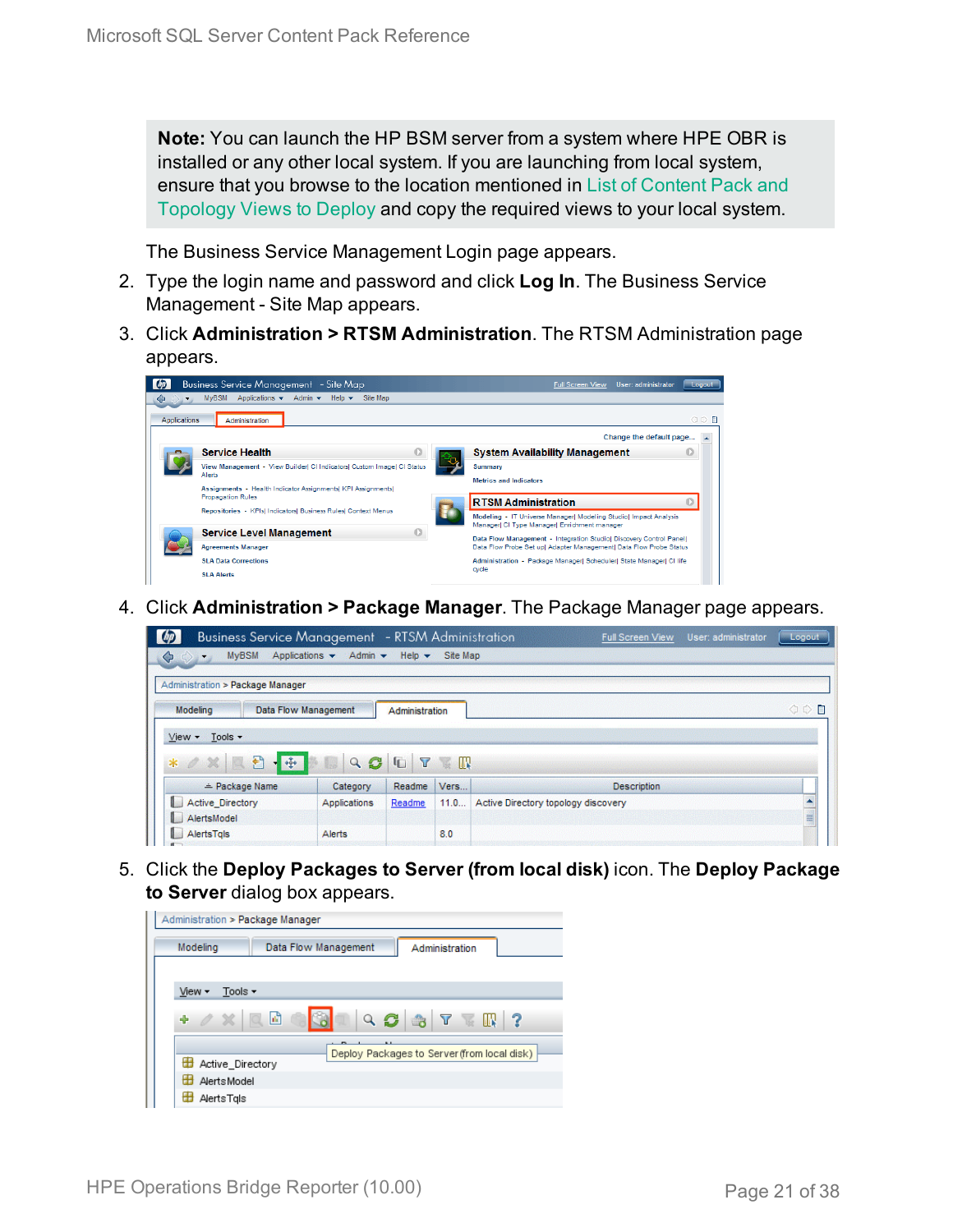**Note:** You can launch the HP BSM server from a system where HPE OBR is installed or any other local system. If you are launching from local system, ensure that you browse to the location mentioned in List of Content Pack and Topology Views to Deploy and copy the required views to your local system.

The Business Service Management Login page appears.

2. Type the login name and password and click **Log In**. The Business Service Management - Site Map appears.
3. Click **Administration > RTSM Administration**. The RTSM Administration page appears.
4. Click **Administration > Package Manager**. The Package Manager page appears.
5. Click the **Deploy Packages to Server (from local disk)** icon. The **Deploy Package to Server** dialog box appears.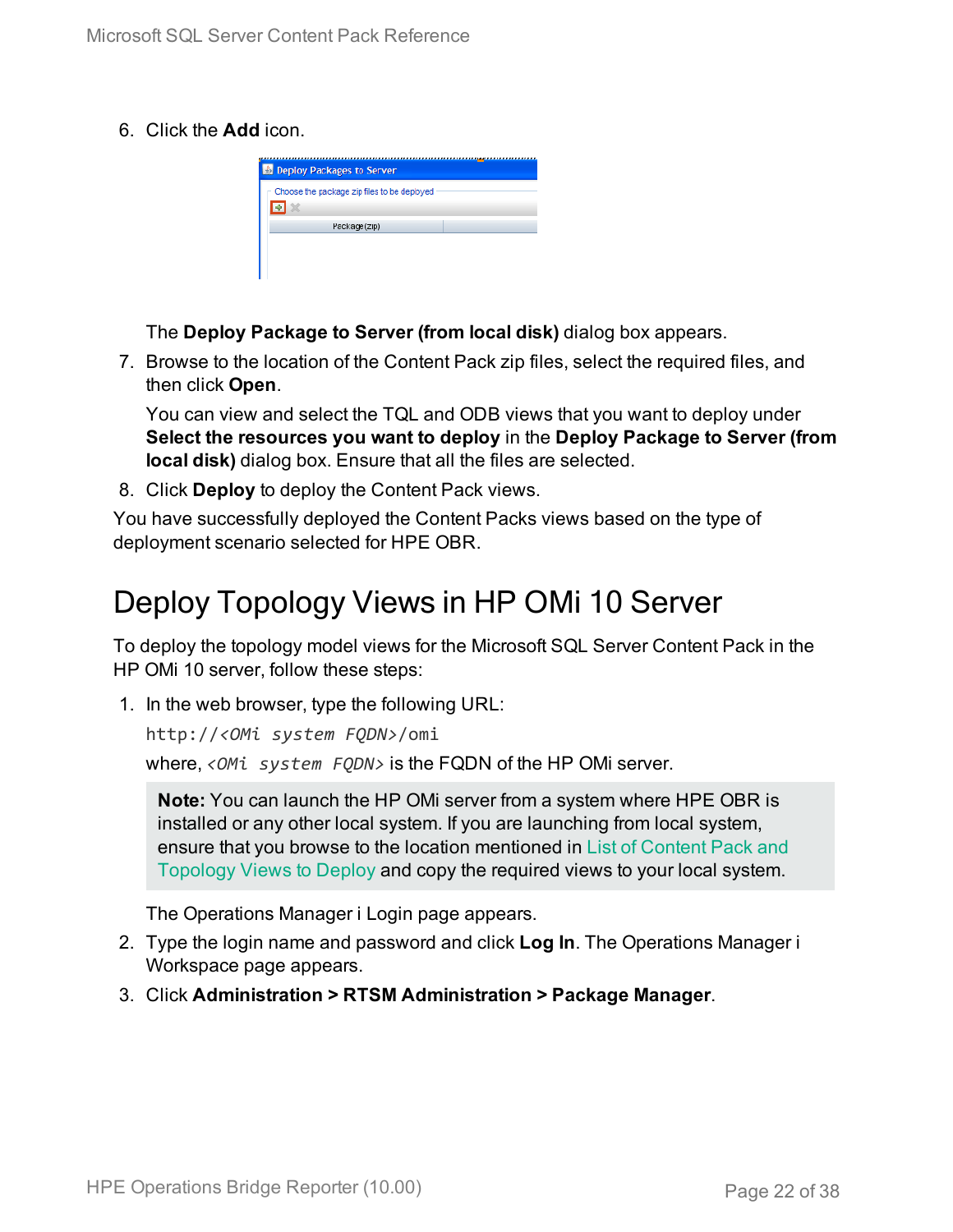6. Click the **Add** icon.

   The **Deploy Package to Server (from local disk)** dialog box appears.

7. Browse to the location of the Content Pack zip files, select the required files, and then click **Open**.

   You can view and select the TQL and ODB views that you want to deploy under **Select the resources you want to deploy** in the **Deploy Package to Server (from local disk)** dialog box. Ensure that all the files are selected.

8. Click **Deploy** to deploy the Content Pack views.

You have successfully deployed the Content Packs views based on the type of deployment scenario selected for HPE OBR.

# Deploy Topology Views in HP OMi 10 Server

To deploy the topology model views for the Microsoft SQL Server Content Pack in the HP OMi 10 server, follow these steps:

1. In the web browser, type the following URL:

   `http://<OMi system FQDN>/omi`

   where, *<OMi system FQDN>* is the FQDN of the HP OMi server.

   > **Note:** You can launch the HP OMi server from a system where HPE OBR is installed or any other local system. If you are launching from local system, ensure that you browse to the location mentioned in List of Content Pack and Topology Views to Deploy and copy the required views to your local system.

   The Operations Manager i Login page appears.

2. Type the login name and password and click **Log In**. The Operations Manager i Workspace page appears.

3. Click **Administration > RTSM Administration > Package Manager**.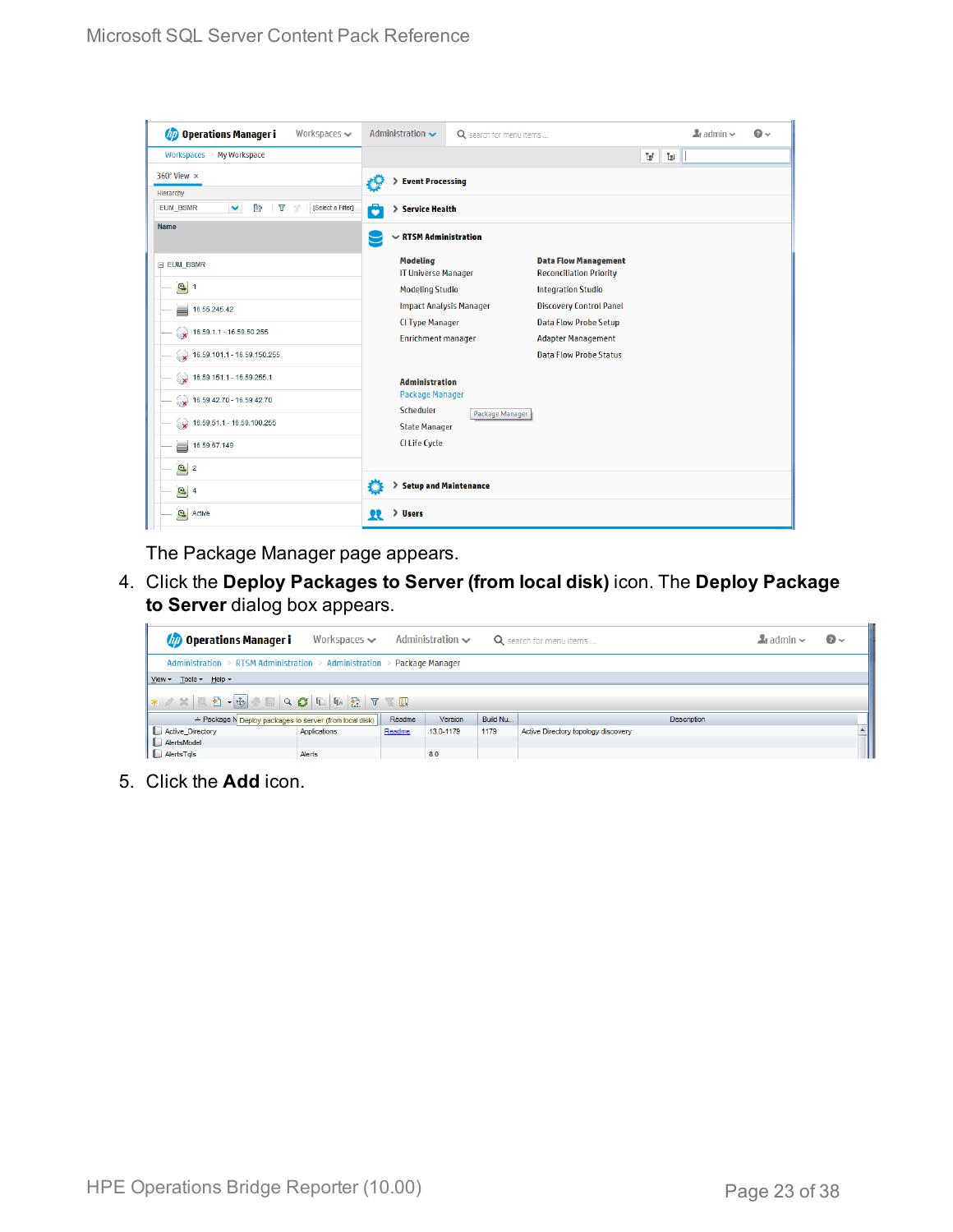The Package Manager page appears.

4. Click the **Deploy Packages to Server (from local disk)** icon. The **Deploy Package to Server** dialog box appears.

5. Click the **Add** icon.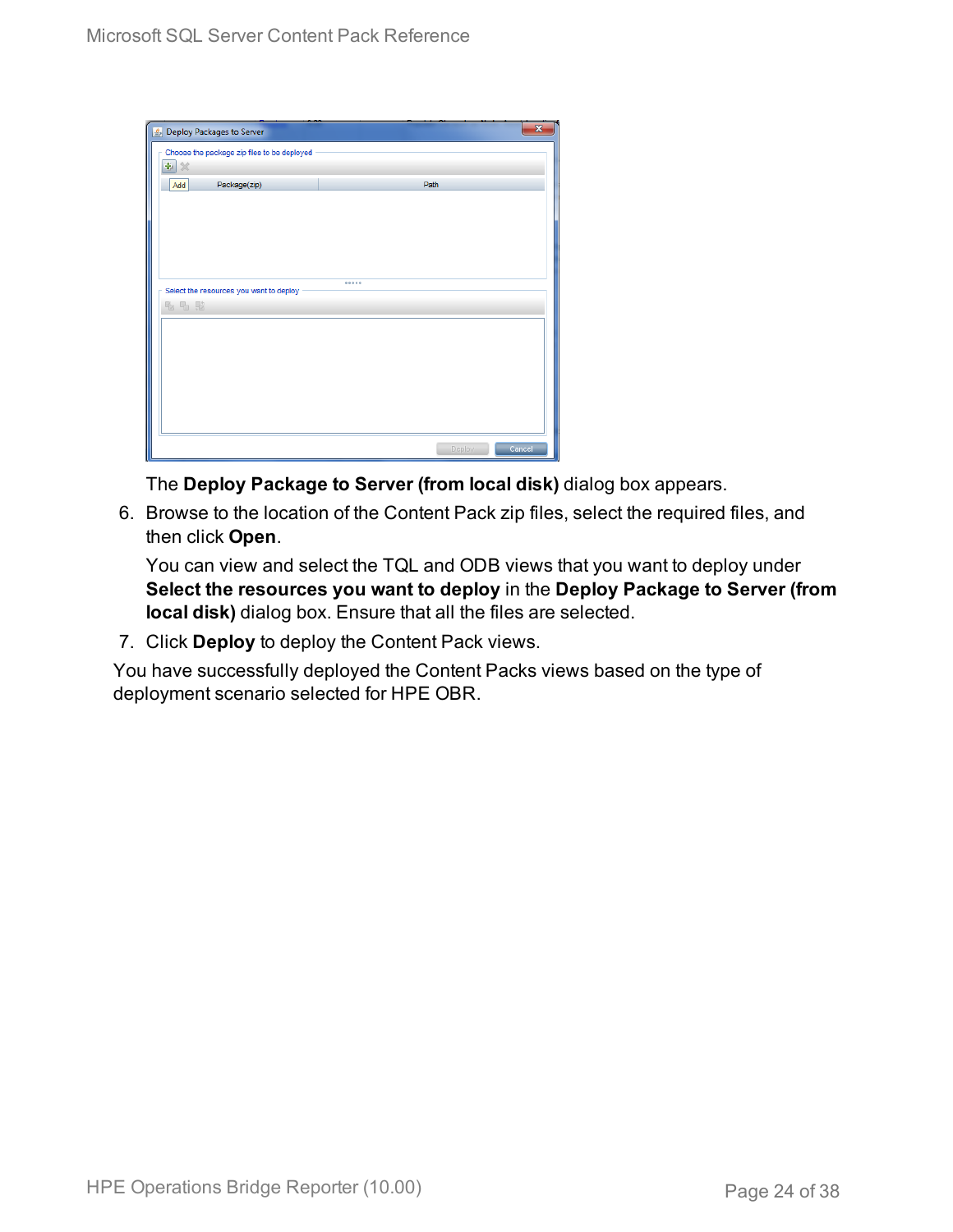The **Deploy Package to Server (from local disk)** dialog box appears.

6. Browse to the location of the Content Pack zip files, select the required files, and then click **Open**.

   You can view and select the TQL and ODB views that you want to deploy under **Select the resources you want to deploy** in the **Deploy Package to Server (from local disk)** dialog box. Ensure that all the files are selected.

7. Click **Deploy** to deploy the Content Pack views.

You have successfully deployed the Content Packs views based on the type of deployment scenario selected for HPE OBR.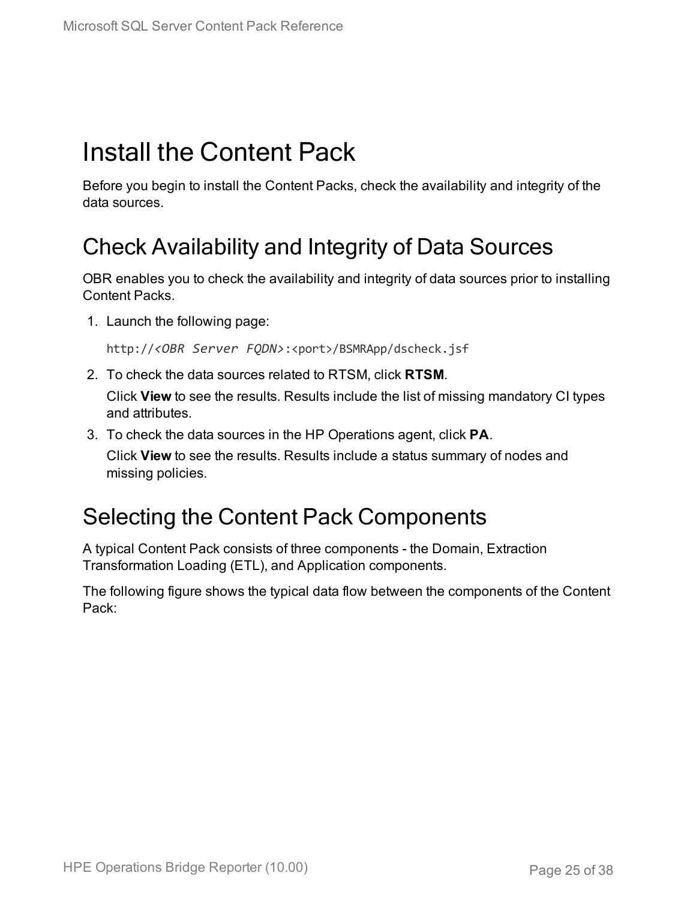# Install the Content Pack

Before you begin to install the Content Packs, check the availability and integrity of the data sources.

## Check Availability and Integrity of Data Sources

OBR enables you to check the availability and integrity of data sources prior to installing Content Packs.

1. Launch the following page:

   `http://<OBR Server FQDN>:<port>/BSMRApp/dscheck.jsf`

2. To check the data sources related to RTSM, click **RTSM**.

   Click **View** to see the results. Results include the list of missing mandatory CI types and attributes.

3. To check the data sources in the HP Operations agent, click **PA**.

   Click **View** to see the results. Results include a status summary of nodes and missing policies.

## Selecting the Content Pack Components

A typical Content Pack consists of three components - the Domain, Extraction Transformation Loading (ETL), and Application components.

The following figure shows the typical data flow between the components of the Content Pack: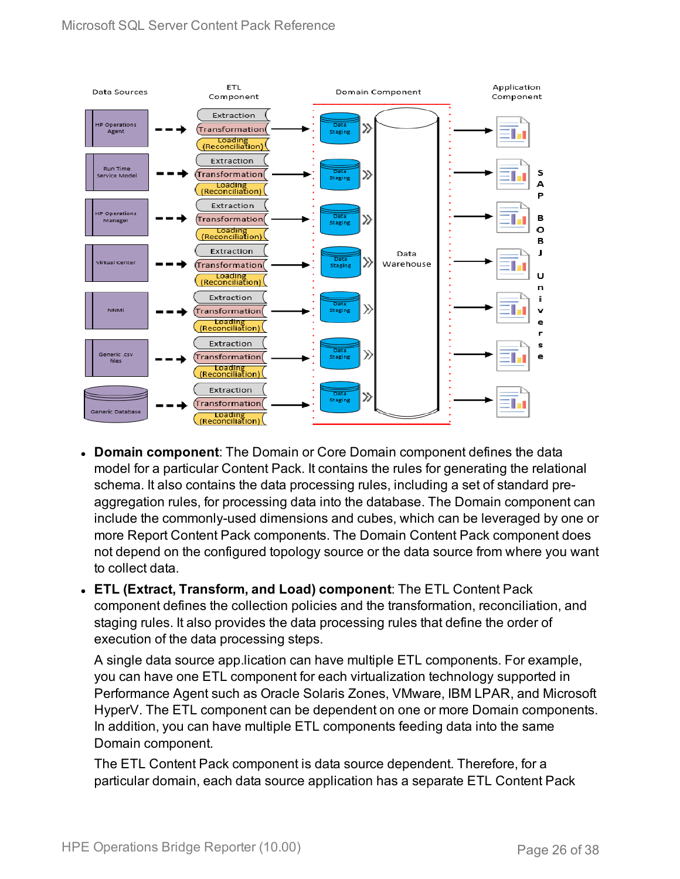- **Domain component**: The Domain or Core Domain component defines the data model for a particular Content Pack. It contains the rules for generating the relational schema. It also contains the data processing rules, including a set of standard pre-aggregation rules, for processing data into the database. The Domain component can include the commonly-used dimensions and cubes, which can be leveraged by one or more Report Content Pack components. The Domain Content Pack component does not depend on the configured topology source or the data source from where you want to collect data.
- **ETL (Extract, Transform, and Load) component**: The ETL Content Pack component defines the collection policies and the transformation, reconciliation, and staging rules. It also provides the data processing rules that define the order of execution of the data processing steps.

  A single data source app.lication can have multiple ETL components. For example, you can have one ETL component for each virtualization technology supported in Performance Agent such as Oracle Solaris Zones, VMware, IBM LPAR, and Microsoft HyperV. The ETL component can be dependent on one or more Domain components. In addition, you can have multiple ETL components feeding data into the same Domain component.

  The ETL Content Pack component is data source dependent. Therefore, for a particular domain, each data source application has a separate ETL Content Pack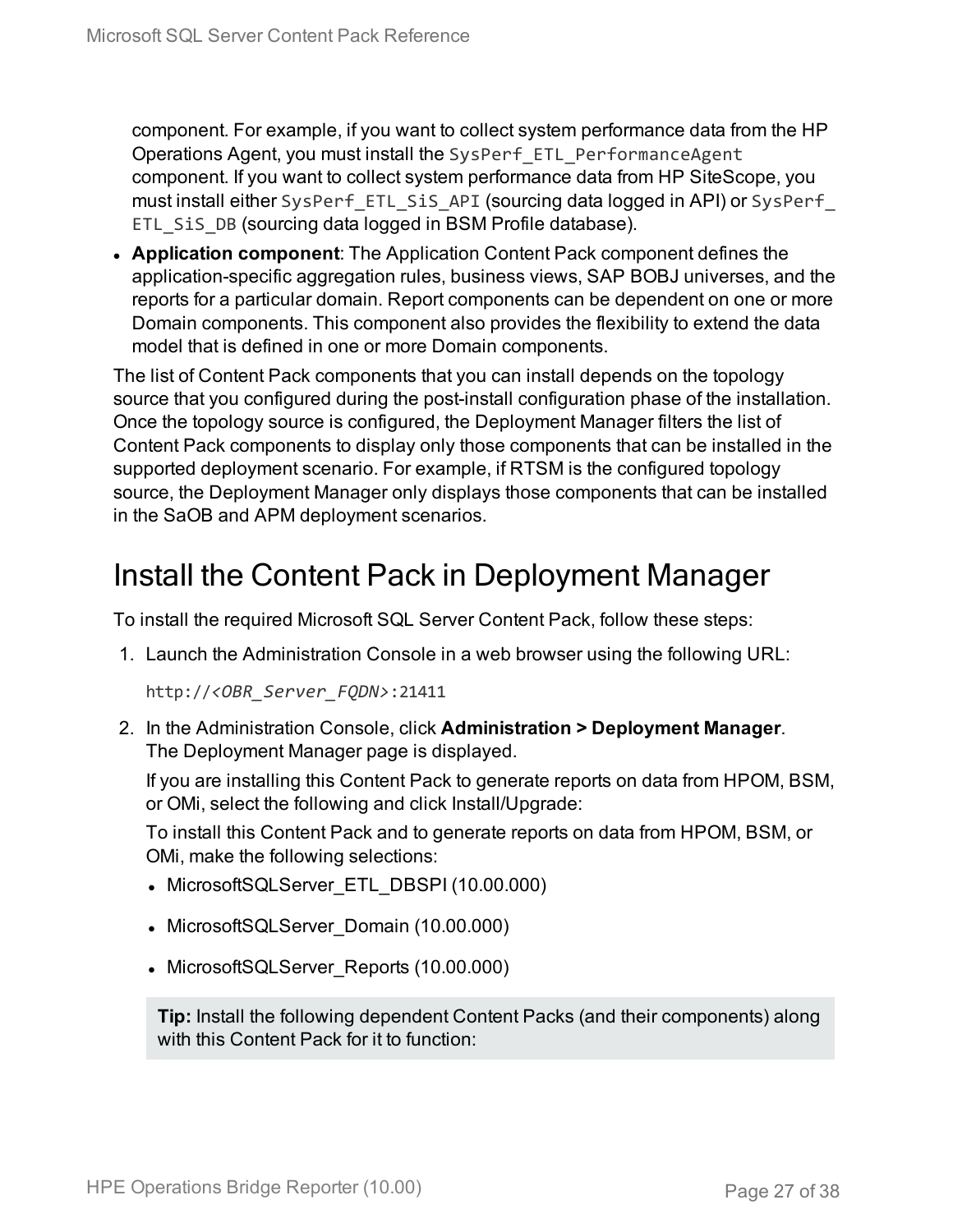component. For example, if you want to collect system performance data from the HP Operations Agent, you must install the `SysPerf_ETL_PerformanceAgent` component. If you want to collect system performance data from HP SiteScope, you must install either `SysPerf_ETL_SiS_API` (sourcing data logged in API) or `SysPerf_ETL_SiS_DB` (sourcing data logged in BSM Profile database).

- **Application component**: The Application Content Pack component defines the application-specific aggregation rules, business views, SAP BOBJ universes, and the reports for a particular domain. Report components can be dependent on one or more Domain components. This component also provides the flexibility to extend the data model that is defined in one or more Domain components.

The list of Content Pack components that you can install depends on the topology source that you configured during the post-install configuration phase of the installation. Once the topology source is configured, the Deployment Manager filters the list of Content Pack components to display only those components that can be installed in the supported deployment scenario. For example, if RTSM is the configured topology source, the Deployment Manager only displays those components that can be installed in the SaOB and APM deployment scenarios.

# Install the Content Pack in Deployment Manager

To install the required Microsoft SQL Server Content Pack, follow these steps:

1. Launch the Administration Console in a web browser using the following URL:

   `http://<OBR_Server_FQDN>:21411`

2. In the Administration Console, click **Administration > Deployment Manager**. The Deployment Manager page is displayed.

   If you are installing this Content Pack to generate reports on data from HPOM, BSM, or OMi, select the following and click Install/Upgrade:

   To install this Content Pack and to generate reports on data from HPOM, BSM, or OMi, make the following selections:

   - MicrosoftSQLServer_ETL_DBSPI (10.00.000)
   - MicrosoftSQLServer_Domain (10.00.000)
   - MicrosoftSQLServer_Reports (10.00.000)

   > **Tip:** Install the following dependent Content Packs (and their components) along with this Content Pack for it to function: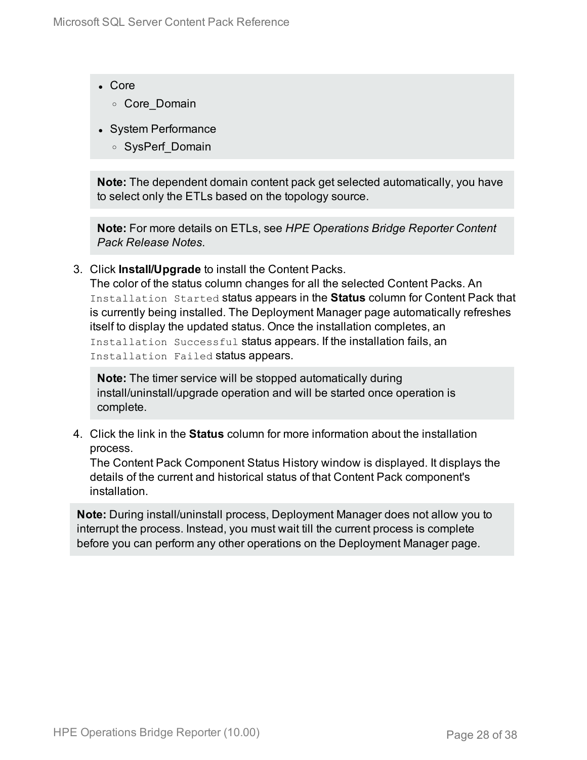- Core
  - Core_Domain
- System Performance
  - SysPerf_Domain

**Note:** The dependent domain content pack get selected automatically, you have to select only the ETLs based on the topology source.

**Note:** For more details on ETLs, see *HPE Operations Bridge Reporter Content Pack Release Notes*.

3. Click **Install/Upgrade** to install the Content Packs.
   The color of the status column changes for all the selected Content Packs. An `Installation Started` status appears in the **Status** column for Content Pack that is currently being installed. The Deployment Manager page automatically refreshes itself to display the updated status. Once the installation completes, an `Installation Successful` status appears. If the installation fails, an `Installation Failed` status appears.

   **Note:** The timer service will be stopped automatically during install/uninstall/upgrade operation and will be started once operation is complete.

4. Click the link in the **Status** column for more information about the installation process.
   The Content Pack Component Status History window is displayed. It displays the details of the current and historical status of that Content Pack component's installation.

**Note:** During install/uninstall process, Deployment Manager does not allow you to interrupt the process. Instead, you must wait till the current process is complete before you can perform any other operations on the Deployment Manager page.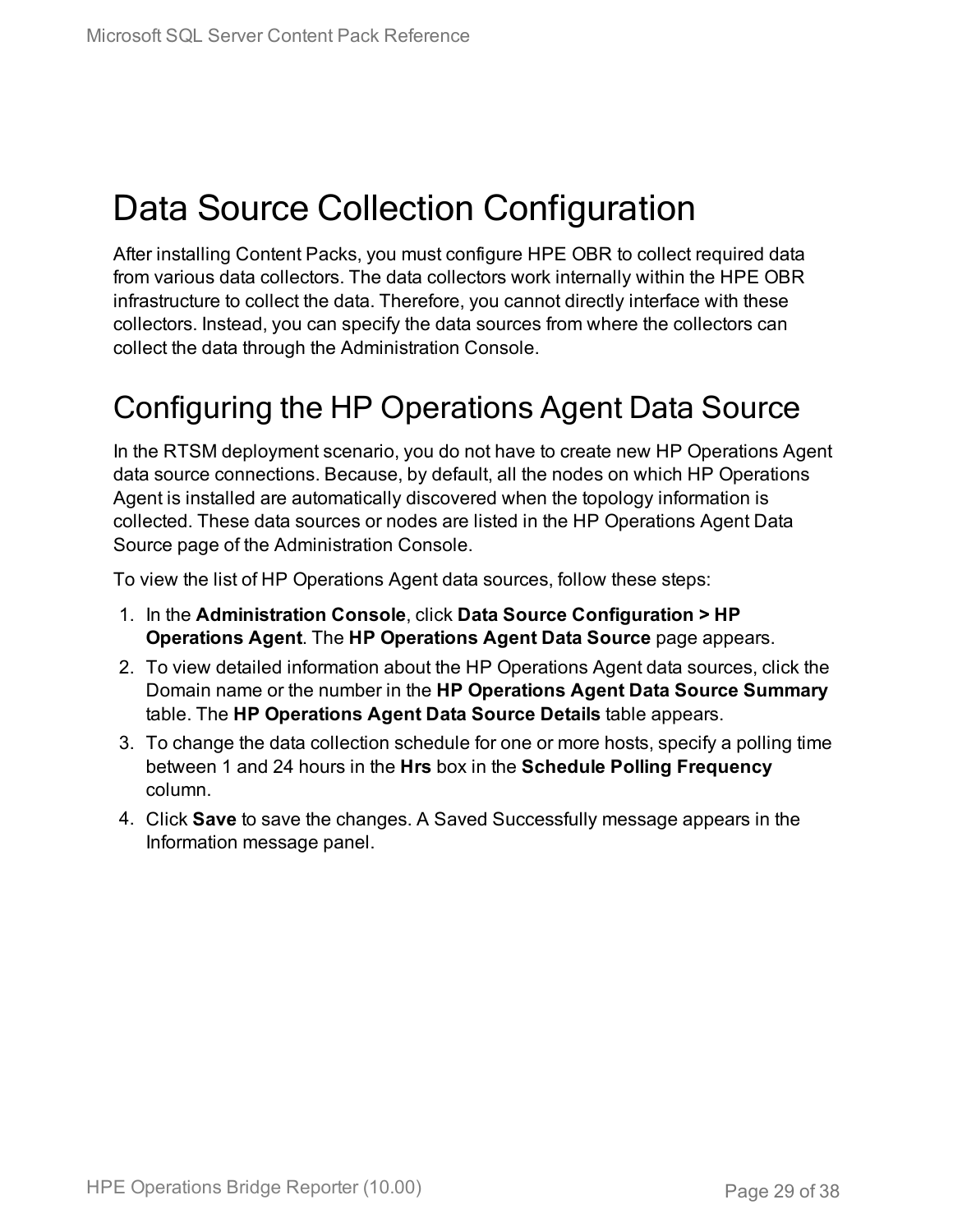# Data Source Collection Configuration

After installing Content Packs, you must configure HPE OBR to collect required data from various data collectors. The data collectors work internally within the HPE OBR infrastructure to collect the data. Therefore, you cannot directly interface with these collectors. Instead, you can specify the data sources from where the collectors can collect the data through the Administration Console.

## Configuring the HP Operations Agent Data Source

In the RTSM deployment scenario, you do not have to create new HP Operations Agent data source connections. Because, by default, all the nodes on which HP Operations Agent is installed are automatically discovered when the topology information is collected. These data sources or nodes are listed in the HP Operations Agent Data Source page of the Administration Console.

To view the list of HP Operations Agent data sources, follow these steps:

1. In the **Administration Console**, click **Data Source Configuration > HP Operations Agent**. The **HP Operations Agent Data Source** page appears.
2. To view detailed information about the HP Operations Agent data sources, click the Domain name or the number in the **HP Operations Agent Data Source Summary** table. The **HP Operations Agent Data Source Details** table appears.
3. To change the data collection schedule for one or more hosts, specify a polling time between 1 and 24 hours in the **Hrs** box in the **Schedule Polling Frequency** column.
4. Click **Save** to save the changes. A Saved Successfully message appears in the Information message panel.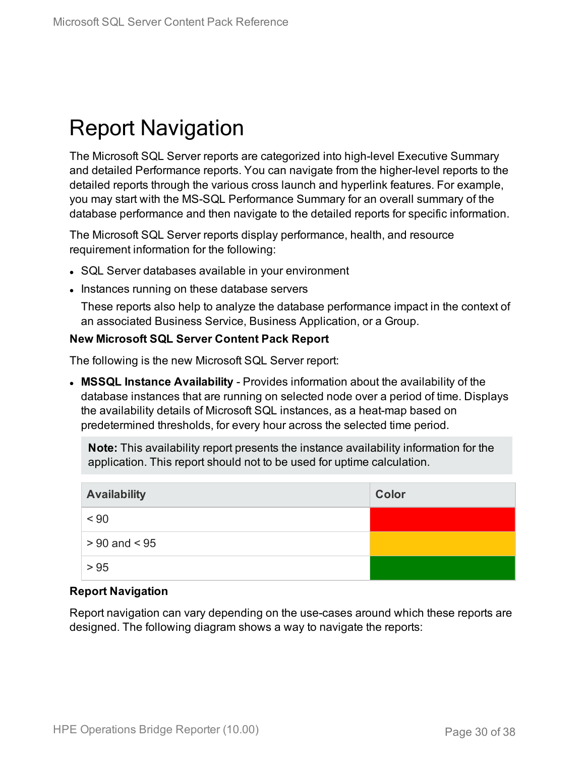# Report Navigation

The Microsoft SQL Server reports are categorized into high-level Executive Summary and detailed Performance reports. You can navigate from the higher-level reports to the detailed reports through the various cross launch and hyperlink features. For example, you may start with the MS-SQL Performance Summary for an overall summary of the database performance and then navigate to the detailed reports for specific information.

The Microsoft SQL Server reports display performance, health, and resource requirement information for the following:

- SQL Server databases available in your environment
- Instances running on these database servers

  These reports also help to analyze the database performance impact in the context of an associated Business Service, Business Application, or a Group.

**New Microsoft SQL Server Content Pack Report**

The following is the new Microsoft SQL Server report:

- **MSSQL Instance Availability** - Provides information about the availability of the database instances that are running on selected node over a period of time. Displays the availability details of Microsoft SQL instances, as a heat-map based on predetermined thresholds, for every hour across the selected time period.

  > **Note:** This availability report presents the instance availability information for the application. This report should not to be used for uptime calculation.

| Availability | Color |
|---|---|
| < 90 | Red |
| > 90 and < 95 | Amber |
| > 95 | Green |

**Report Navigation**

Report navigation can vary depending on the use-cases around which these reports are designed. The following diagram shows a way to navigate the reports: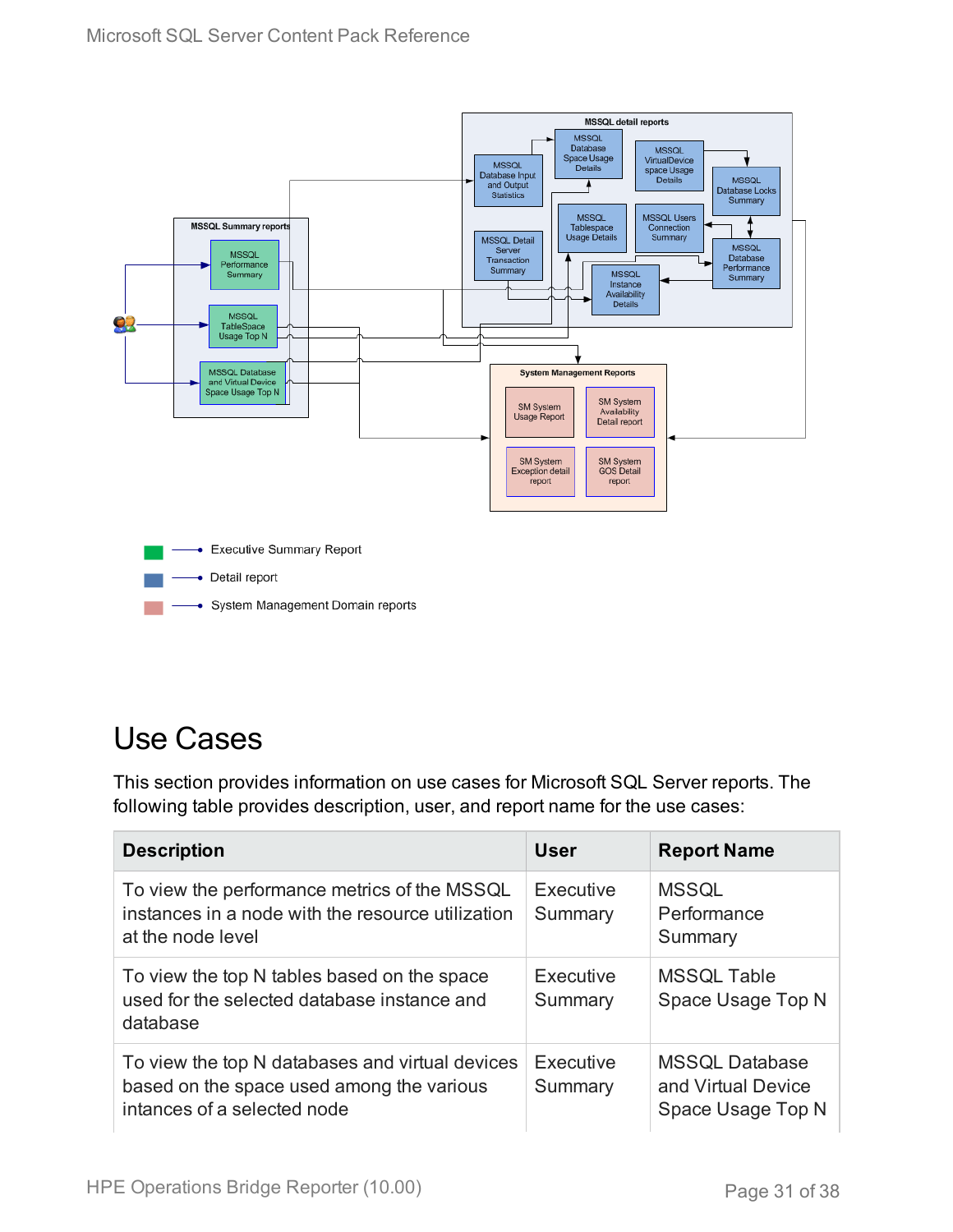# Use Cases

This section provides information on use cases for Microsoft SQL Server reports. The following table provides description, user, and report name for the use cases:

| Description | User | Report Name |
|---|---|---|
| To view the performance metrics of the MSSQL instances in a node with the resource utilization at the node level | Executive Summary | MSSQL Performance Summary |
| To view the top N tables based on the space used for the selected database instance and database | Executive Summary | MSSQL Table Space Usage Top N |
| To view the top N databases and virtual devices based on the space used among the various intances of a selected node | Executive Summary | MSSQL Database and Virtual Device Space Usage Top N |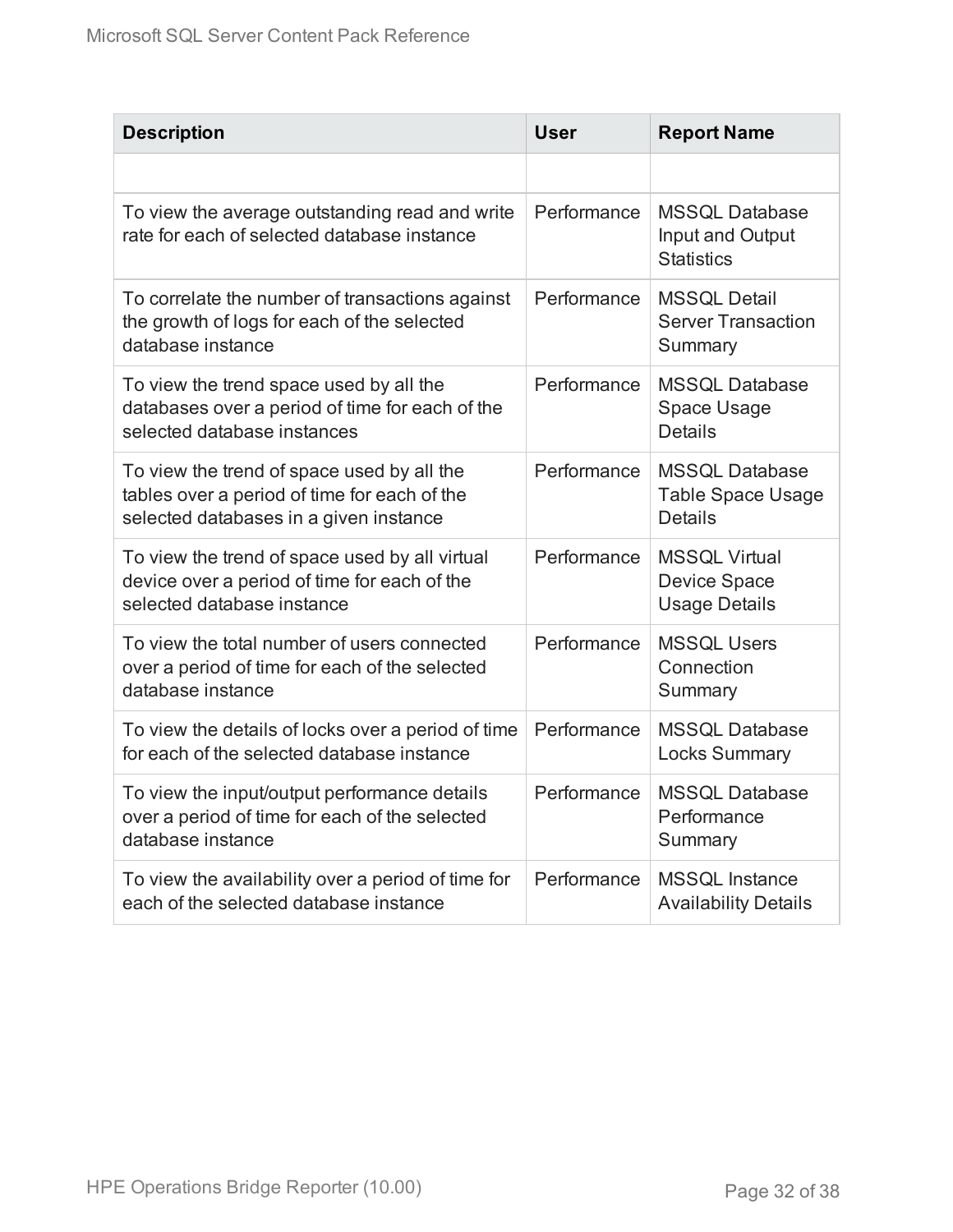| Description | User | Report Name |
|---|---|---|
| | | |
| To view the average outstanding read and write rate for each of selected database instance | Performance | MSSQL Database Input and Output Statistics |
| To correlate the number of transactions against the growth of logs for each of the selected database instance | Performance | MSSQL Detail Server Transaction Summary |
| To view the trend space used by all the databases over a period of time for each of the selected database instances | Performance | MSSQL Database Space Usage Details |
| To view the trend of space used by all the tables over a period of time for each of the selected databases in a given instance | Performance | MSSQL Database Table Space Usage Details |
| To view the trend of space used by all virtual device over a period of time for each of the selected database instance | Performance | MSSQL Virtual Device Space Usage Details |
| To view the total number of users connected over a period of time for each of the selected database instance | Performance | MSSQL Users Connection Summary |
| To view the details of locks over a period of time for each of the selected database instance | Performance | MSSQL Database Locks Summary |
| To view the input/output performance details over a period of time for each of the selected database instance | Performance | MSSQL Database Performance Summary |
| To view the availability over a period of time for each of the selected database instance | Performance | MSSQL Instance Availability Details |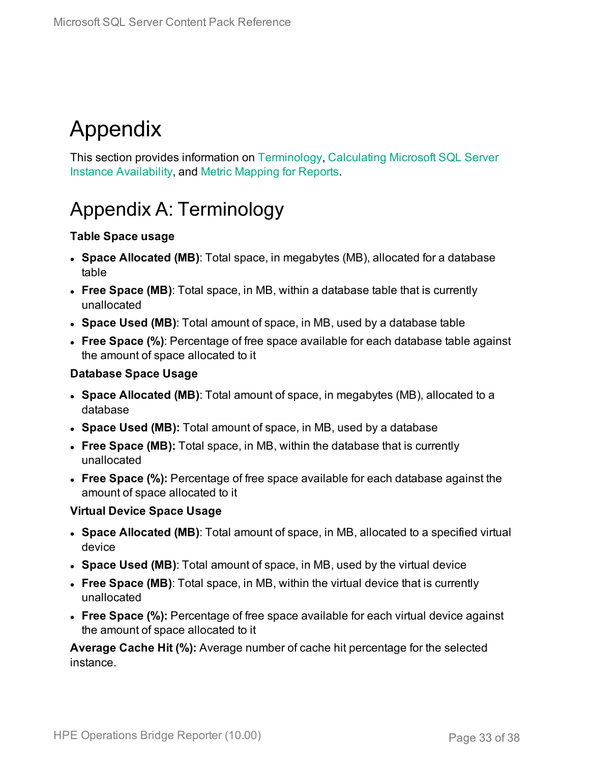# Appendix

This section provides information on Terminology, Calculating Microsoft SQL Server Instance Availability, and Metric Mapping for Reports.

## Appendix A: Terminology

**Table Space usage**

- **Space Allocated (MB)**: Total space, in megabytes (MB), allocated for a database table
- **Free Space (MB)**: Total space, in MB, within a database table that is currently unallocated
- **Space Used (MB)**: Total amount of space, in MB, used by a database table
- **Free Space (%)**: Percentage of free space available for each database table against the amount of space allocated to it

**Database Space Usage**

- **Space Allocated (MB)**: Total amount of space, in megabytes (MB), allocated to a database
- **Space Used (MB):** Total amount of space, in MB, used by a database
- **Free Space (MB):** Total space, in MB, within the database that is currently unallocated
- **Free Space (%):** Percentage of free space available for each database against the amount of space allocated to it

**Virtual Device Space Usage**

- **Space Allocated (MB)**: Total amount of space, in MB, allocated to a specified virtual device
- **Space Used (MB)**: Total amount of space, in MB, used by the virtual device
- **Free Space (MB)**: Total space, in MB, within the virtual device that is currently unallocated
- **Free Space (%):** Percentage of free space available for each virtual device against the amount of space allocated to it

**Average Cache Hit (%):** Average number of cache hit percentage for the selected instance.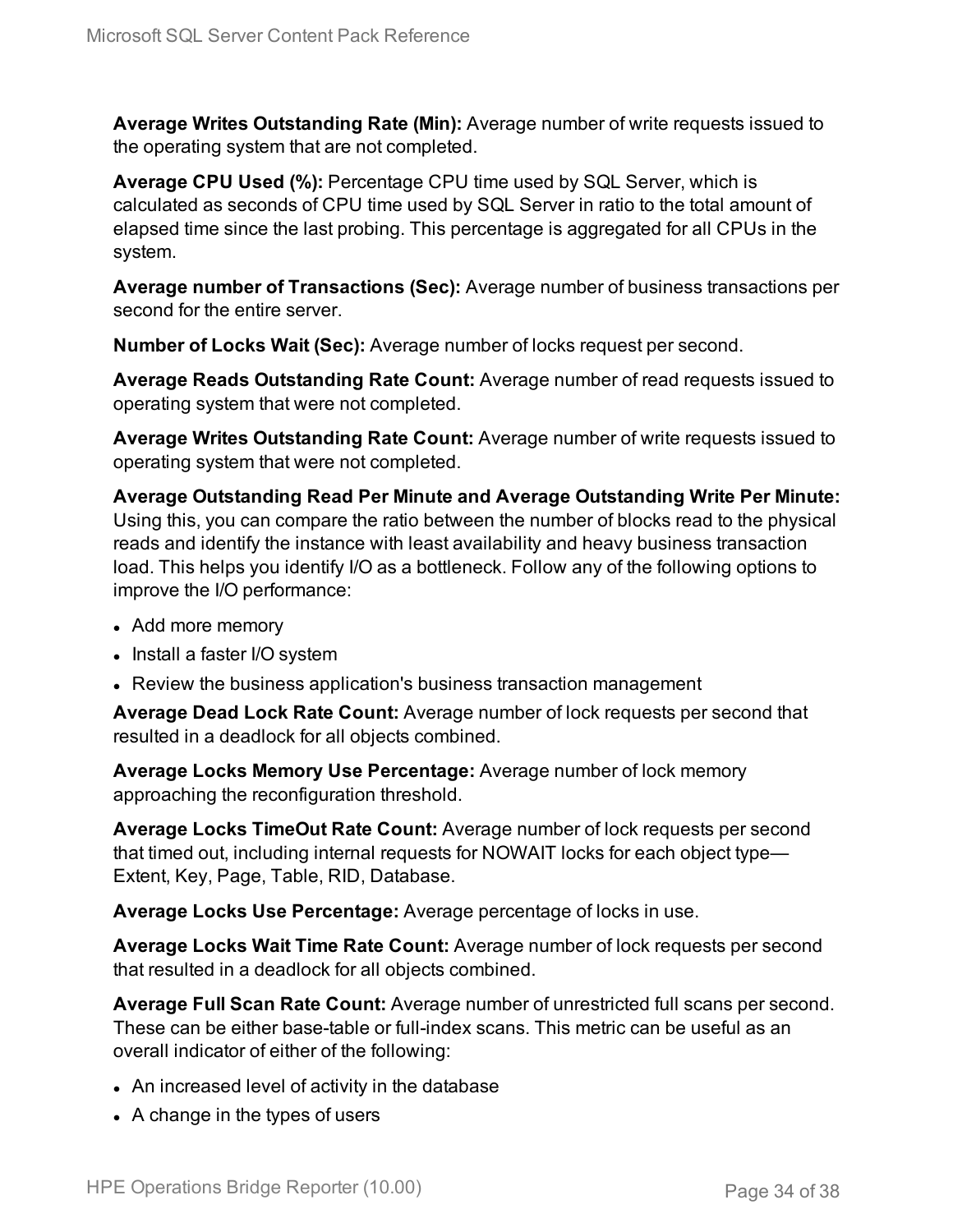**Average Writes Outstanding Rate (Min):** Average number of write requests issued to the operating system that are not completed.

**Average CPU Used (%):** Percentage CPU time used by SQL Server, which is calculated as seconds of CPU time used by SQL Server in ratio to the total amount of elapsed time since the last probing. This percentage is aggregated for all CPUs in the system.

**Average number of Transactions (Sec):** Average number of business transactions per second for the entire server.

**Number of Locks Wait (Sec):** Average number of locks request per second.

**Average Reads Outstanding Rate Count:** Average number of read requests issued to operating system that were not completed.

**Average Writes Outstanding Rate Count:** Average number of write requests issued to operating system that were not completed.

**Average Outstanding Read Per Minute and Average Outstanding Write Per Minute:** Using this, you can compare the ratio between the number of blocks read to the physical reads and identify the instance with least availability and heavy business transaction load. This helps you identify I/O as a bottleneck. Follow any of the following options to improve the I/O performance:

- Add more memory
- Install a faster I/O system
- Review the business application's business transaction management

**Average Dead Lock Rate Count:** Average number of lock requests per second that resulted in a deadlock for all objects combined.

**Average Locks Memory Use Percentage:** Average number of lock memory approaching the reconfiguration threshold.

**Average Locks TimeOut Rate Count:** Average number of lock requests per second that timed out, including internal requests for NOWAIT locks for each object type—Extent, Key, Page, Table, RID, Database.

**Average Locks Use Percentage:** Average percentage of locks in use.

**Average Locks Wait Time Rate Count:** Average number of lock requests per second that resulted in a deadlock for all objects combined.

**Average Full Scan Rate Count:** Average number of unrestricted full scans per second. These can be either base-table or full-index scans. This metric can be useful as an overall indicator of either of the following:

- An increased level of activity in the database
- A change in the types of users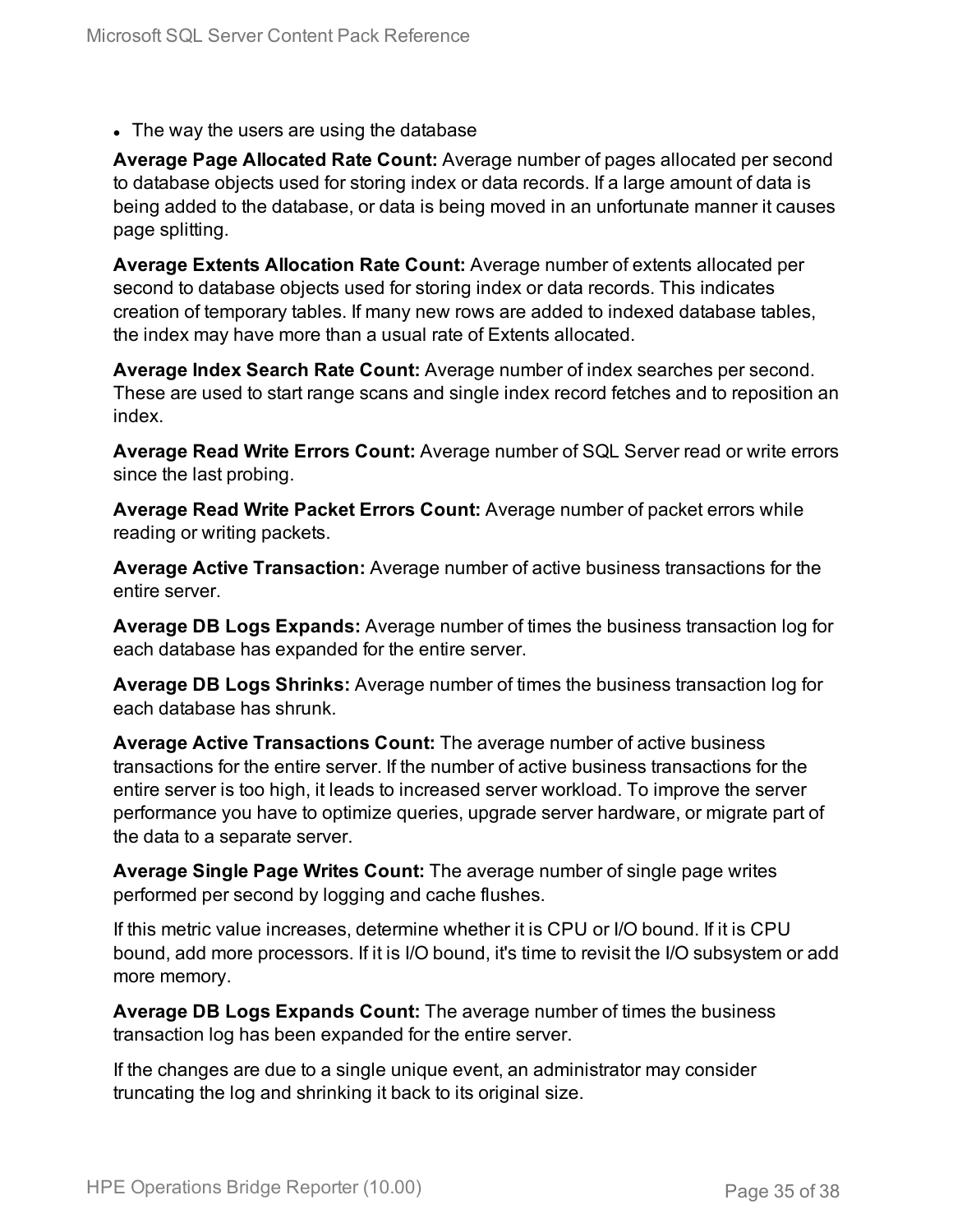- The way the users are using the database

**Average Page Allocated Rate Count:** Average number of pages allocated per second to database objects used for storing index or data records. If a large amount of data is being added to the database, or data is being moved in an unfortunate manner it causes page splitting.

**Average Extents Allocation Rate Count:** Average number of extents allocated per second to database objects used for storing index or data records. This indicates creation of temporary tables. If many new rows are added to indexed database tables, the index may have more than a usual rate of Extents allocated.

**Average Index Search Rate Count:** Average number of index searches per second. These are used to start range scans and single index record fetches and to reposition an index.

**Average Read Write Errors Count:** Average number of SQL Server read or write errors since the last probing.

**Average Read Write Packet Errors Count:** Average number of packet errors while reading or writing packets.

**Average Active Transaction:** Average number of active business transactions for the entire server.

**Average DB Logs Expands:** Average number of times the business transaction log for each database has expanded for the entire server.

**Average DB Logs Shrinks:** Average number of times the business transaction log for each database has shrunk.

**Average Active Transactions Count:** The average number of active business transactions for the entire server. If the number of active business transactions for the entire server is too high, it leads to increased server workload. To improve the server performance you have to optimize queries, upgrade server hardware, or migrate part of the data to a separate server.

**Average Single Page Writes Count:** The average number of single page writes performed per second by logging and cache flushes.

If this metric value increases, determine whether it is CPU or I/O bound. If it is CPU bound, add more processors. If it is I/O bound, it's time to revisit the I/O subsystem or add more memory.

**Average DB Logs Expands Count:** The average number of times the business transaction log has been expanded for the entire server.

If the changes are due to a single unique event, an administrator may consider truncating the log and shrinking it back to its original size.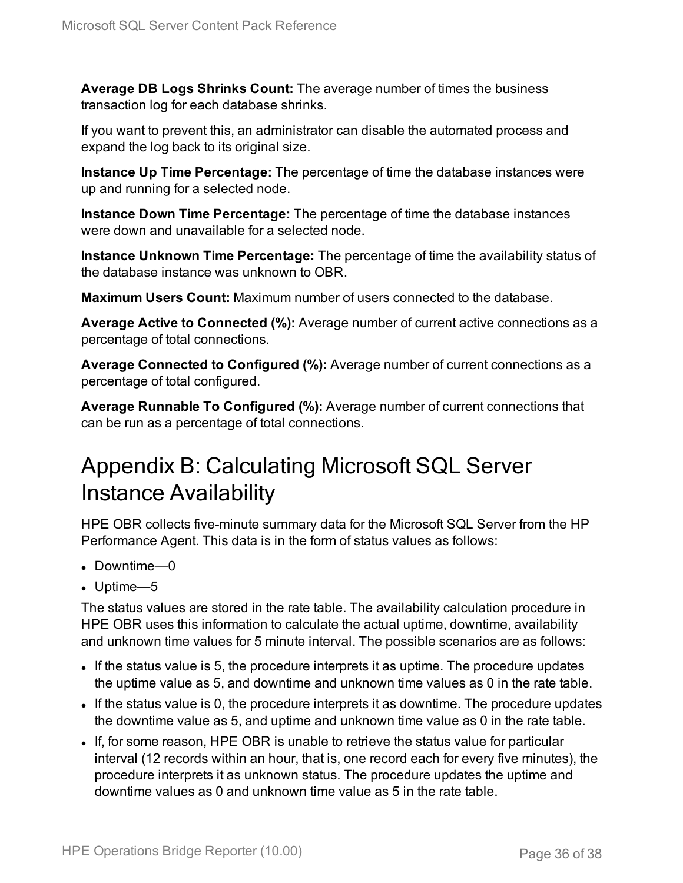**Average DB Logs Shrinks Count:** The average number of times the business transaction log for each database shrinks.

If you want to prevent this, an administrator can disable the automated process and expand the log back to its original size.

**Instance Up Time Percentage:** The percentage of time the database instances were up and running for a selected node.

**Instance Down Time Percentage:** The percentage of time the database instances were down and unavailable for a selected node.

**Instance Unknown Time Percentage:** The percentage of time the availability status of the database instance was unknown to OBR.

**Maximum Users Count:** Maximum number of users connected to the database.

**Average Active to Connected (%):** Average number of current active connections as a percentage of total connections.

**Average Connected to Configured (%):** Average number of current connections as a percentage of total configured.

**Average Runnable To Configured (%):** Average number of current connections that can be run as a percentage of total connections.

# Appendix B: Calculating Microsoft SQL Server Instance Availability

HPE OBR collects five-minute summary data for the Microsoft SQL Server from the HP Performance Agent. This data is in the form of status values as follows:

- Downtime—0
- Uptime—5

The status values are stored in the rate table. The availability calculation procedure in HPE OBR uses this information to calculate the actual uptime, downtime, availability and unknown time values for 5 minute interval. The possible scenarios are as follows:

- If the status value is 5, the procedure interprets it as uptime. The procedure updates the uptime value as 5, and downtime and unknown time values as 0 in the rate table.
- If the status value is 0, the procedure interprets it as downtime. The procedure updates the downtime value as 5, and uptime and unknown time value as 0 in the rate table.
- If, for some reason, HPE OBR is unable to retrieve the status value for particular interval (12 records within an hour, that is, one record each for every five minutes), the procedure interprets it as unknown status. The procedure updates the uptime and downtime values as 0 and unknown time value as 5 in the rate table.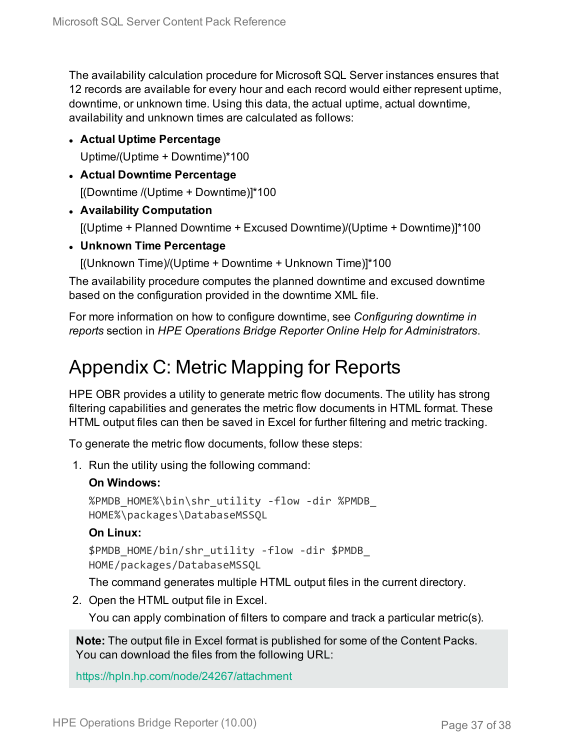The availability calculation procedure for Microsoft SQL Server instances ensures that 12 records are available for every hour and each record would either represent uptime, downtime, or unknown time. Using this data, the actual uptime, actual downtime, availability and unknown times are calculated as follows:

- **Actual Uptime Percentage**

  Uptime/(Uptime + Downtime)*100

- **Actual Downtime Percentage**

  [(Downtime /(Uptime + Downtime)]*100

- **Availability Computation**

  [(Uptime + Planned Downtime + Excused Downtime)/(Uptime + Downtime)]*100

- **Unknown Time Percentage**

  [(Unknown Time)/(Uptime + Downtime + Unknown Time)]*100

The availability procedure computes the planned downtime and excused downtime based on the configuration provided in the downtime XML file.

For more information on how to configure downtime, see *Configuring downtime in reports* section in *HPE Operations Bridge Reporter Online Help for Administrators*.

# Appendix C: Metric Mapping for Reports

HPE OBR provides a utility to generate metric flow documents. The utility has strong filtering capabilities and generates the metric flow documents in HTML format. These HTML output files can then be saved in Excel for further filtering and metric tracking.

To generate the metric flow documents, follow these steps:

1. Run the utility using the following command:

   **On Windows:**

   ```
   %PMDB_HOME%\bin\shr_utility -flow -dir %PMDB_HOME%\packages\DatabaseMSSQL
   ```

   **On Linux:**

   ```
   $PMDB_HOME/bin/shr_utility -flow -dir $PMDB_HOME/packages/DatabaseMSSQL
   ```

   The command generates multiple HTML output files in the current directory.

2. Open the HTML output file in Excel.

   You can apply combination of filters to compare and track a particular metric(s).

> **Note:** The output file in Excel format is published for some of the Content Packs. You can download the files from the following URL:
>
> https://hpln.hp.com/node/24267/attachment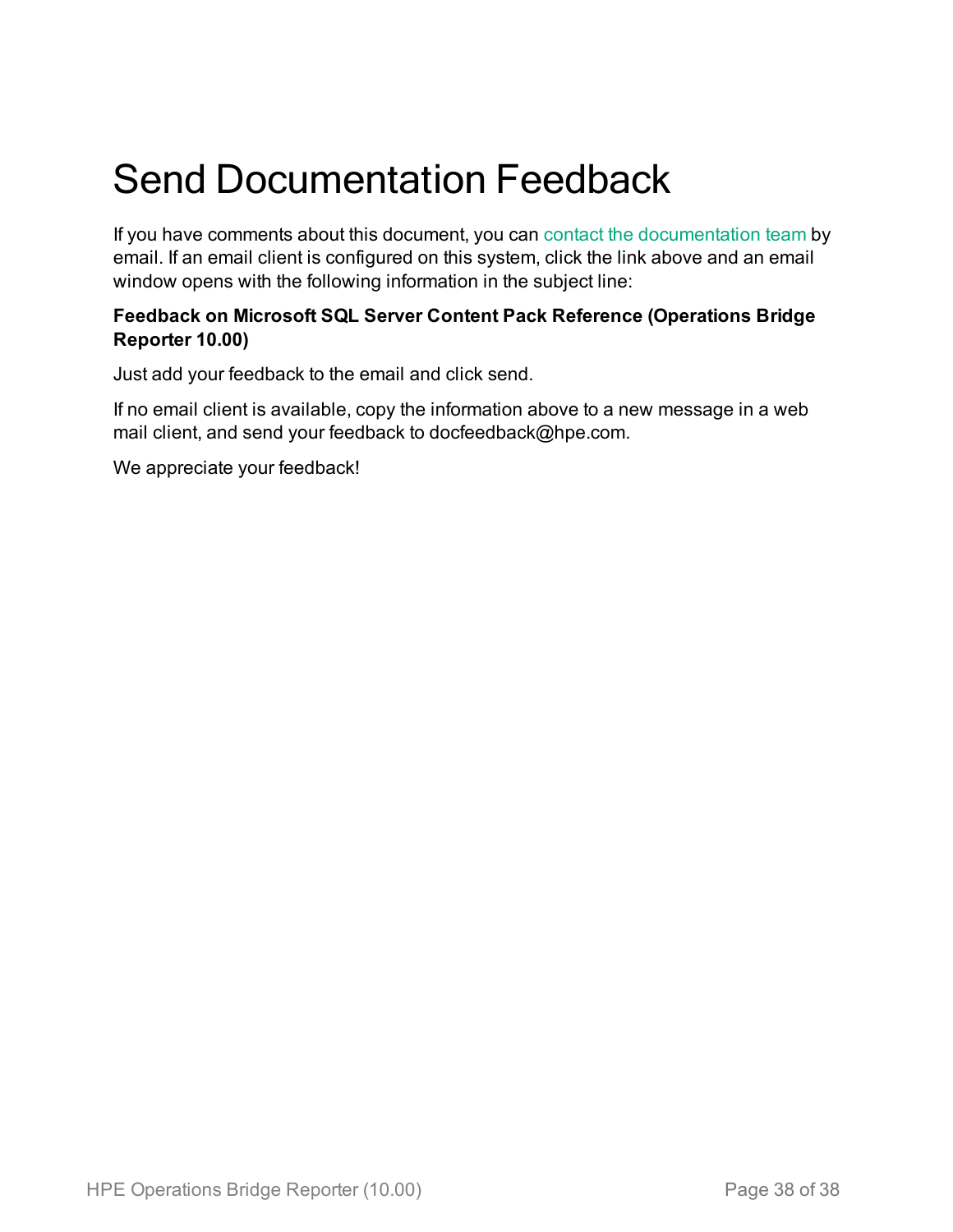# Send Documentation Feedback

If you have comments about this document, you can contact the documentation team by email. If an email client is configured on this system, click the link above and an email window opens with the following information in the subject line:

**Feedback on Microsoft SQL Server Content Pack Reference (Operations Bridge Reporter 10.00)**

Just add your feedback to the email and click send.

If no email client is available, copy the information above to a new message in a web mail client, and send your feedback to docfeedback@hpe.com.

We appreciate your feedback!